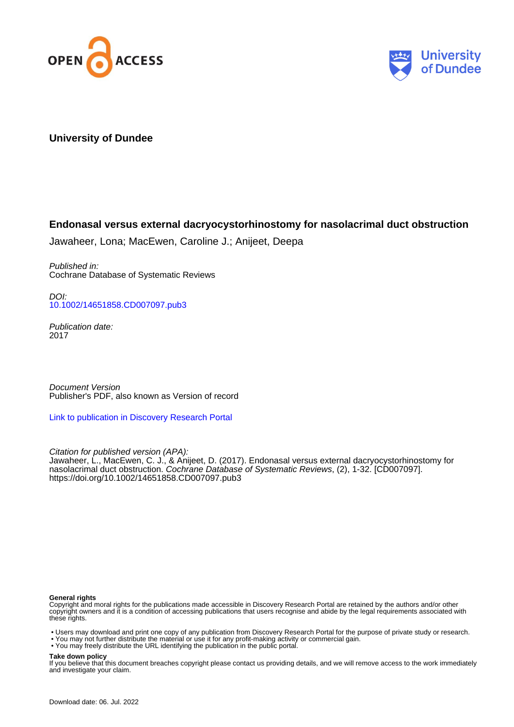OPEN ACCESS

University of Dundee

**University of Dundee**

## Endonasal versus external dacryocystorhinostomy for nasolacrimal duct obstruction

Jawaheer, Lona; MacEwen, Caroline J.; Anijeet, Deepa

*Published in:*
Cochrane Database of Systematic Reviews

*DOI:*
10.1002/14651858.CD007097.pub3

*Publication date:*
2017

*Document Version*
Publisher's PDF, also known as Version of record

Link to publication in Discovery Research Portal

*Citation for published version (APA):*
Jawaheer, L., MacEwen, C. J., & Anijeet, D. (2017). Endonasal versus external dacryocystorhinostomy for nasolacrimal duct obstruction. *Cochrane Database of Systematic Reviews*, (2), 1-32. [CD007097]. https://doi.org/10.1002/14651858.CD007097.pub3

**General rights**
Copyright and moral rights for the publications made accessible in Discovery Research Portal are retained by the authors and/or other copyright owners and it is a condition of accessing publications that users recognise and abide by the legal requirements associated with these rights.

- Users may download and print one copy of any publication from Discovery Research Portal for the purpose of private study or research.
- You may not further distribute the material or use it for any profit-making activity or commercial gain.
- You may freely distribute the URL identifying the publication in the public portal.

**Take down policy**
If you believe that this document breaches copyright please contact us providing details, and we will remove access to the work immediately and investigate your claim.

Download date: 06. Jul. 2022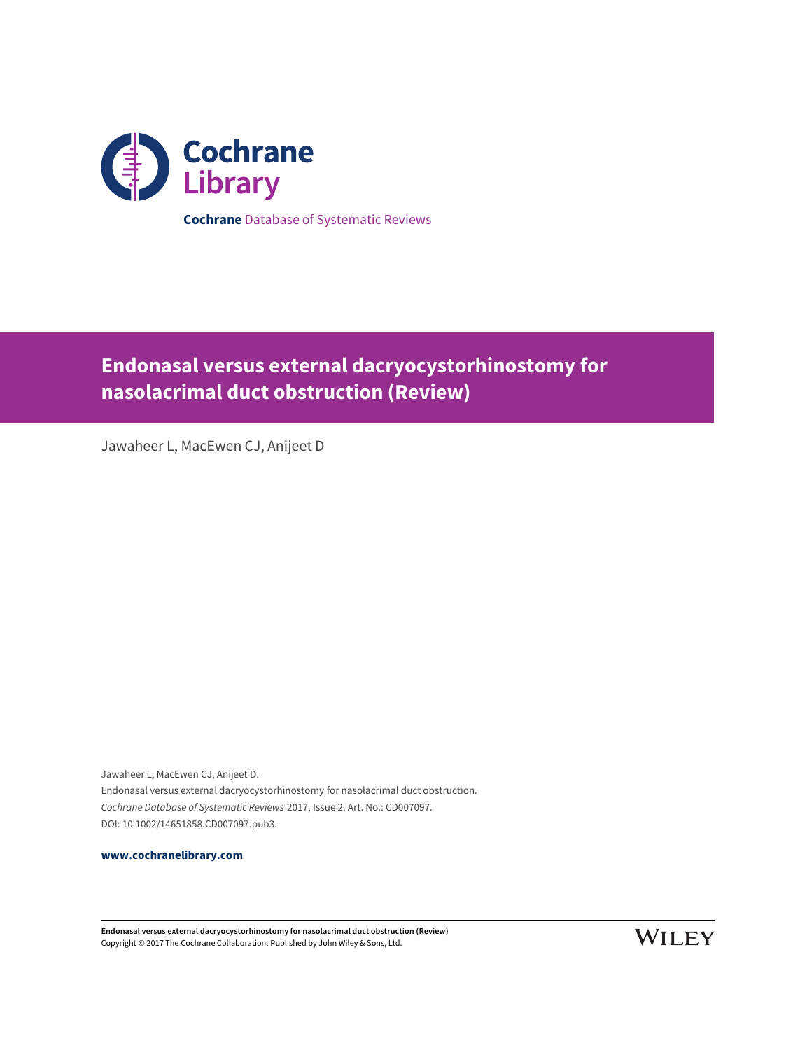Cochrane Library

**Cochrane** Database of Systematic Reviews

# Endonasal versus external dacryocystorhinostomy for nasolacrimal duct obstruction (Review)

Jawaheer L, MacEwen CJ, Anijeet D

Jawaheer L, MacEwen CJ, Anijeet D.
Endonasal versus external dacryocystorhinostomy for nasolacrimal duct obstruction.
*Cochrane Database of Systematic Reviews* 2017, Issue 2. Art. No.: CD007097.
DOI: 10.1002/14651858.CD007097.pub3.

**www.cochranelibrary.com**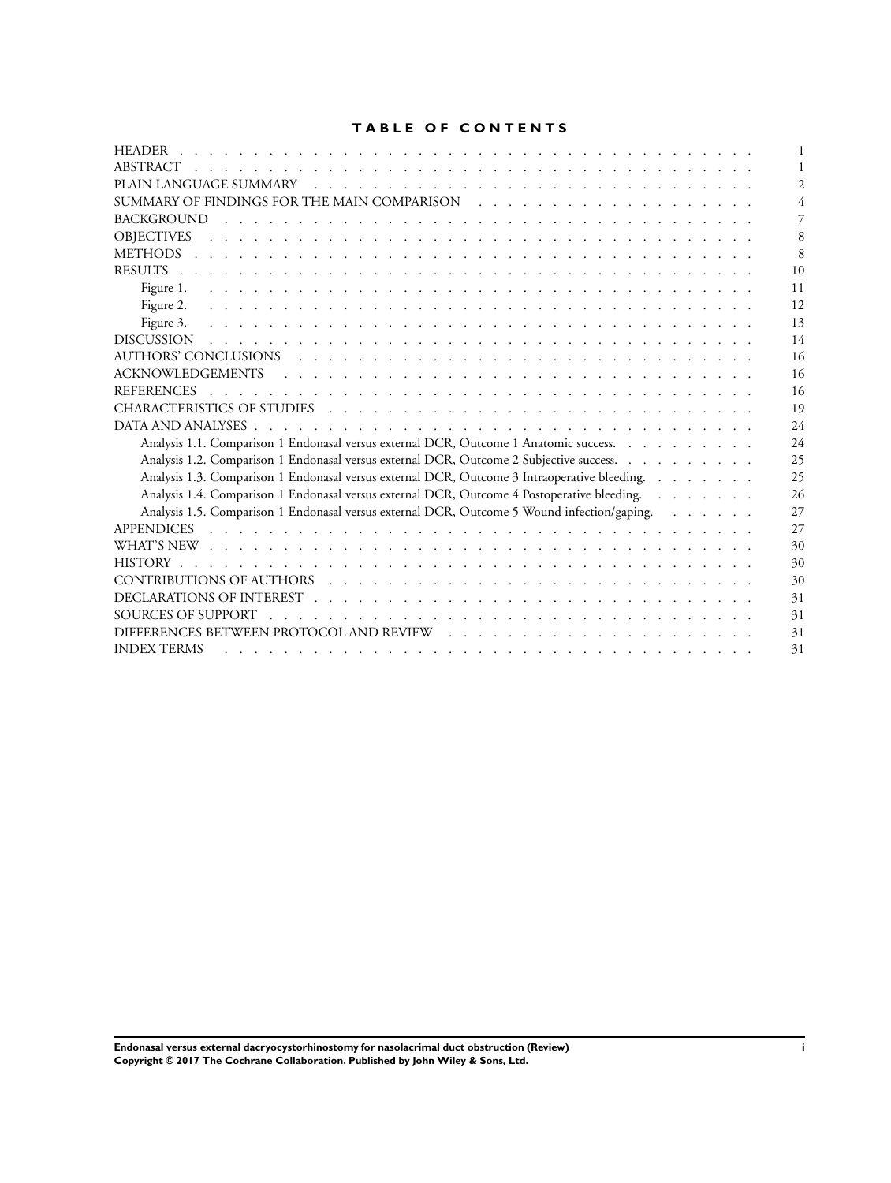# TABLE OF CONTENTS

| | |
|---|---|
| HEADER | 1 |
| ABSTRACT | 1 |
| PLAIN LANGUAGE SUMMARY | 2 |
| SUMMARY OF FINDINGS FOR THE MAIN COMPARISON | 4 |
| BACKGROUND | 7 |
| OBJECTIVES | 8 |
| METHODS | 8 |
| RESULTS | 10 |
| Figure 1. | 11 |
| Figure 2. | 12 |
| Figure 3. | 13 |
| DISCUSSION | 14 |
| AUTHORS' CONCLUSIONS | 16 |
| ACKNOWLEDGEMENTS | 16 |
| REFERENCES | 16 |
| CHARACTERISTICS OF STUDIES | 19 |
| DATA AND ANALYSES | 24 |
| Analysis 1.1. Comparison 1 Endonasal versus external DCR, Outcome 1 Anatomic success. | 24 |
| Analysis 1.2. Comparison 1 Endonasal versus external DCR, Outcome 2 Subjective success. | 25 |
| Analysis 1.3. Comparison 1 Endonasal versus external DCR, Outcome 3 Intraoperative bleeding. | 25 |
| Analysis 1.4. Comparison 1 Endonasal versus external DCR, Outcome 4 Postoperative bleeding. | 26 |
| Analysis 1.5. Comparison 1 Endonasal versus external DCR, Outcome 5 Wound infection/gaping. | 27 |
| APPENDICES | 27 |
| WHAT'S NEW | 30 |
| HISTORY | 30 |
| CONTRIBUTIONS OF AUTHORS | 30 |
| DECLARATIONS OF INTEREST | 31 |
| SOURCES OF SUPPORT | 31 |
| DIFFERENCES BETWEEN PROTOCOL AND REVIEW | 31 |
| INDEX TERMS | 31 |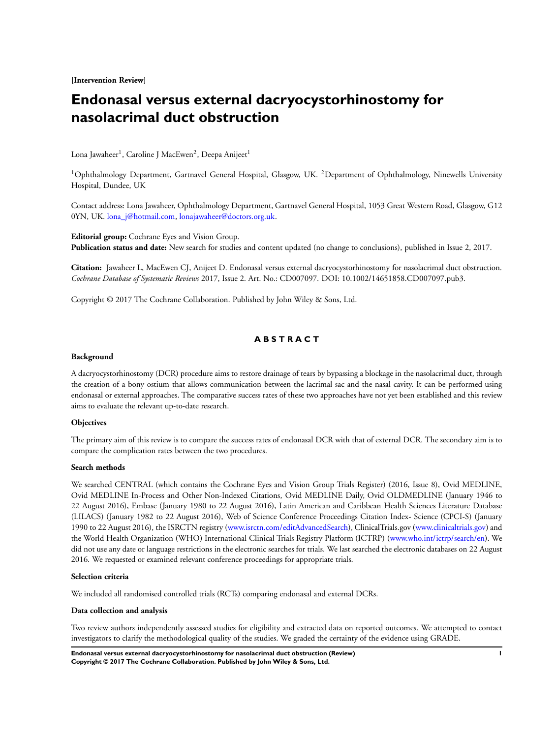**[Intervention Review]**

# Endonasal versus external dacryocystorhinostomy for nasolacrimal duct obstruction

Lona Jawaheer[1], Caroline J MacEwen[2], Deepa Anijeet[1]

[1]Ophthalmology Department, Gartnavel General Hospital, Glasgow, UK. [2]Department of Ophthalmology, Ninewells University Hospital, Dundee, UK

Contact address: Lona Jawaheer, Ophthalmology Department, Gartnavel General Hospital, 1053 Great Western Road, Glasgow, G12 0YN, UK. lona_j@hotmail.com, lonajawaheer@doctors.org.uk.

**Editorial group:** Cochrane Eyes and Vision Group.
**Publication status and date:** New search for studies and content updated (no change to conclusions), published in Issue 2, 2017.

**Citation:** Jawaheer L, MacEwen CJ, Anijeet D. Endonasal versus external dacryocystorhinostomy for nasolacrimal duct obstruction. *Cochrane Database of Systematic Reviews* 2017, Issue 2. Art. No.: CD007097. DOI: 10.1002/14651858.CD007097.pub3.

Copyright © 2017 The Cochrane Collaboration. Published by John Wiley & Sons, Ltd.

## ABSTRACT

### Background

A dacryocystorhinostomy (DCR) procedure aims to restore drainage of tears by bypassing a blockage in the nasolacrimal duct, through the creation of a bony ostium that allows communication between the lacrimal sac and the nasal cavity. It can be performed using endonasal or external approaches. The comparative success rates of these two approaches have not yet been established and this review aims to evaluate the relevant up-to-date research.

### Objectives

The primary aim of this review is to compare the success rates of endonasal DCR with that of external DCR. The secondary aim is to compare the complication rates between the two procedures.

### Search methods

We searched CENTRAL (which contains the Cochrane Eyes and Vision Group Trials Register) (2016, Issue 8), Ovid MEDLINE, Ovid MEDLINE In-Process and Other Non-Indexed Citations, Ovid MEDLINE Daily, Ovid OLDMEDLINE (January 1946 to 22 August 2016), Embase (January 1980 to 22 August 2016), Latin American and Caribbean Health Sciences Literature Database (LILACS) (January 1982 to 22 August 2016), Web of Science Conference Proceedings Citation Index- Science (CPCI-S) (January 1990 to 22 August 2016), the ISRCTN registry (www.isrctn.com/editAdvancedSearch), ClinicalTrials.gov (www.clinicaltrials.gov) and the World Health Organization (WHO) International Clinical Trials Registry Platform (ICTRP) (www.who.int/ictrp/search/en). We did not use any date or language restrictions in the electronic searches for trials. We last searched the electronic databases on 22 August 2016. We requested or examined relevant conference proceedings for appropriate trials.

### Selection criteria

We included all randomised controlled trials (RCTs) comparing endonasal and external DCRs.

### Data collection and analysis

Two review authors independently assessed studies for eligibility and extracted data on reported outcomes. We attempted to contact investigators to clarify the methodological quality of the studies. We graded the certainty of the evidence using GRADE.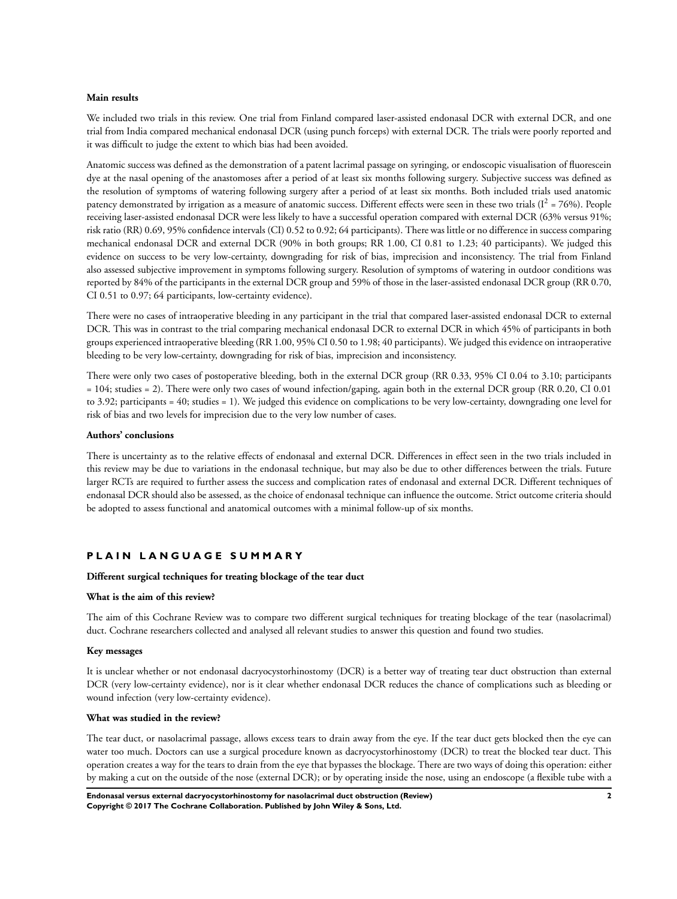#### Main results

We included two trials in this review. One trial from Finland compared laser-assisted endonasal DCR with external DCR, and one trial from India compared mechanical endonasal DCR (using punch forceps) with external DCR. The trials were poorly reported and it was difficult to judge the extent to which bias had been avoided.

Anatomic success was defined as the demonstration of a patent lacrimal passage on syringing, or endoscopic visualisation of fluorescein dye at the nasal opening of the anastomoses after a period of at least six months following surgery. Subjective success was defined as the resolution of symptoms of watering following surgery after a period of at least six months. Both included trials used anatomic patency demonstrated by irrigation as a measure of anatomic success. Different effects were seen in these two trials ($I^2$ = 76%). People receiving laser-assisted endonasal DCR were less likely to have a successful operation compared with external DCR (63% versus 91%; risk ratio (RR) 0.69, 95% confidence intervals (CI) 0.52 to 0.92; 64 participants). There was little or no difference in success comparing mechanical endonasal DCR and external DCR (90% in both groups; RR 1.00, CI 0.81 to 1.23; 40 participants). We judged this evidence on success to be very low-certainty, downgrading for risk of bias, imprecision and inconsistency. The trial from Finland also assessed subjective improvement in symptoms following surgery. Resolution of symptoms of watering in outdoor conditions was reported by 84% of the participants in the external DCR group and 59% of those in the laser-assisted endonasal DCR group (RR 0.70, CI 0.51 to 0.97; 64 participants, low-certainty evidence).

There were no cases of intraoperative bleeding in any participant in the trial that compared laser-assisted endonasal DCR to external DCR. This was in contrast to the trial comparing mechanical endonasal DCR to external DCR in which 45% of participants in both groups experienced intraoperative bleeding (RR 1.00, 95% CI 0.50 to 1.98; 40 participants). We judged this evidence on intraoperative bleeding to be very low-certainty, downgrading for risk of bias, imprecision and inconsistency.

There were only two cases of postoperative bleeding, both in the external DCR group (RR 0.33, 95% CI 0.04 to 3.10; participants = 104; studies = 2). There were only two cases of wound infection/gaping, again both in the external DCR group (RR 0.20, CI 0.01 to 3.92; participants = 40; studies = 1). We judged this evidence on complications to be very low-certainty, downgrading one level for risk of bias and two levels for imprecision due to the very low number of cases.

#### Authors' conclusions

There is uncertainty as to the relative effects of endonasal and external DCR. Differences in effect seen in the two trials included in this review may be due to variations in the endonasal technique, but may also be due to other differences between the trials. Future larger RCTs are required to further assess the success and complication rates of endonasal and external DCR. Different techniques of endonasal DCR should also be assessed, as the choice of endonasal technique can influence the outcome. Strict outcome criteria should be adopted to assess functional and anatomical outcomes with a minimal follow-up of six months.

## PLAIN LANGUAGE SUMMARY

### Different surgical techniques for treating blockage of the tear duct

#### What is the aim of this review?

The aim of this Cochrane Review was to compare two different surgical techniques for treating blockage of the tear (nasolacrimal) duct. Cochrane researchers collected and analysed all relevant studies to answer this question and found two studies.

#### Key messages

It is unclear whether or not endonasal dacryocystorhinostomy (DCR) is a better way of treating tear duct obstruction than external DCR (very low-certainty evidence), nor is it clear whether endonasal DCR reduces the chance of complications such as bleeding or wound infection (very low-certainty evidence).

#### What was studied in the review?

The tear duct, or nasolacrimal passage, allows excess tears to drain away from the eye. If the tear duct gets blocked then the eye can water too much. Doctors can use a surgical procedure known as dacryocystorhinostomy (DCR) to treat the blocked tear duct. This operation creates a way for the tears to drain from the eye that bypasses the blockage. There are two ways of doing this operation: either by making a cut on the outside of the nose (external DCR); or by operating inside the nose, using an endoscope (a flexible tube with a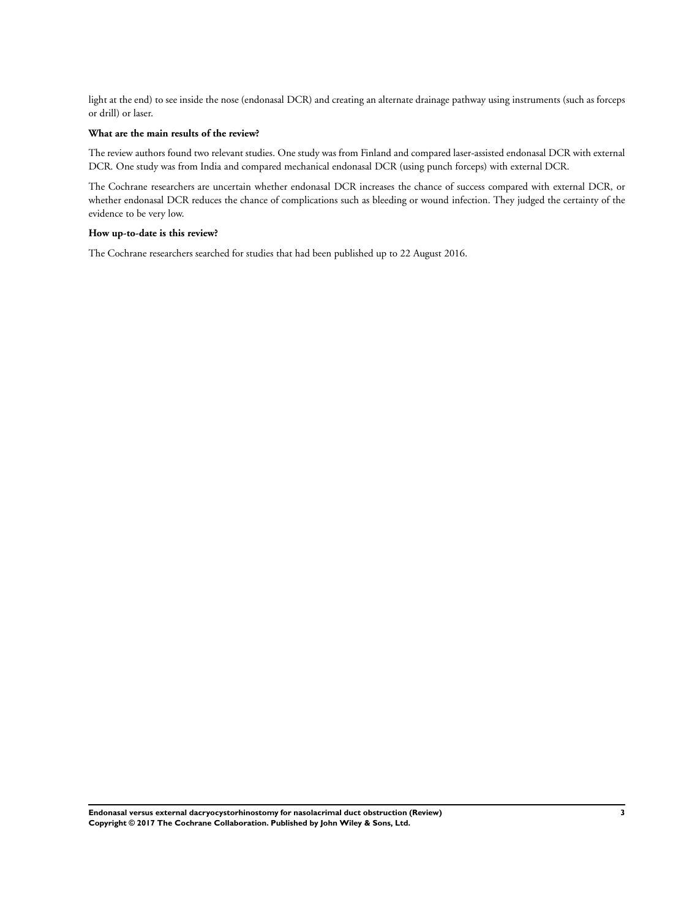light at the end) to see inside the nose (endonasal DCR) and creating an alternate drainage pathway using instruments (such as forceps or drill) or laser.

**What are the main results of the review?**

The review authors found two relevant studies. One study was from Finland and compared laser-assisted endonasal DCR with external DCR. One study was from India and compared mechanical endonasal DCR (using punch forceps) with external DCR.

The Cochrane researchers are uncertain whether endonasal DCR increases the chance of success compared with external DCR, or whether endonasal DCR reduces the chance of complications such as bleeding or wound infection. They judged the certainty of the evidence to be very low.

**How up-to-date is this review?**

The Cochrane researchers searched for studies that had been published up to 22 August 2016.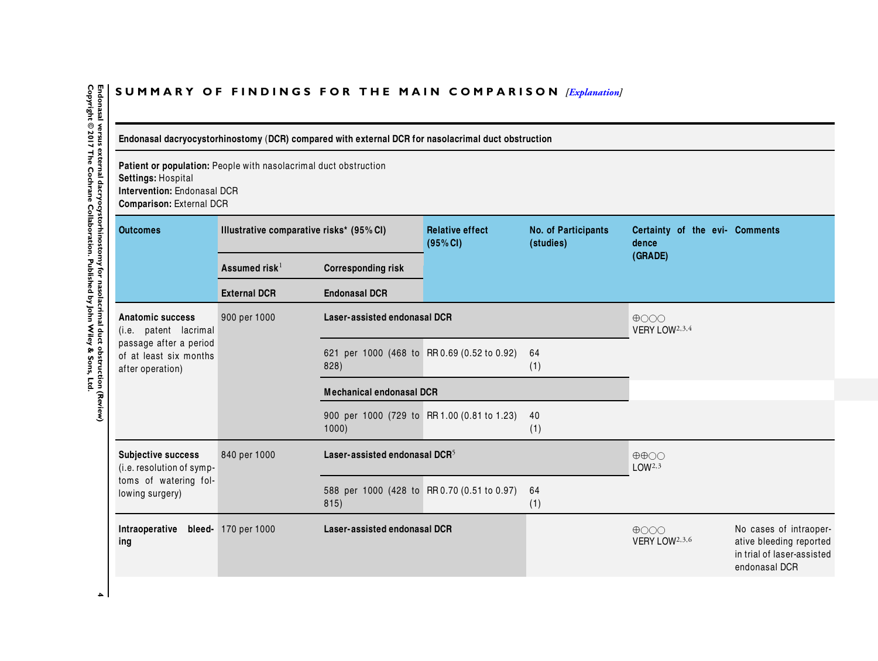## SUMMARY OF FINDINGS FOR THE MAIN COMPARISON *[Explanation]*

**Endonasal dacryocystorhinostomy (DCR) compared with external DCR for nasolacrimal duct obstruction**

**Patient or population:** People with nasolacrimal duct obstruction
**Settings:** Hospital
**Intervention:** Endonasal DCR
**Comparison:** External DCR

| Outcomes | Illustrative comparative risks* (95% CI) | | Relative effect (95% CI) | No. of Participants (studies) | Certainty of the evidence (GRADE) | Comments |
|---|---|---|---|---|---|---|
| | Assumed risk[1] | Corresponding risk | | | | |
| | External DCR | Endonasal DCR | | | | |
| **Anatomic success** (i.e. patent lacrimal passage after a period of at least six months after operation) | 900 per 1000 | **Laser-assisted endonasal DCR** | | | ⊕○○○ VERY LOW[2,3,4] | |
| | | 621 per 1000 (468 to 828) | RR 0.69 (0.52 to 0.92) | 64 (1) | | |
| | | **Mechanical endonasal DCR** | | | | |
| | | 900 per 1000 (729 to 1000) | RR 1.00 (0.81 to 1.23) | 40 (1) | | |
| **Subjective success** (i.e. resolution of symptoms of watering following surgery) | 840 per 1000 | **Laser-assisted endonasal DCR**[5] | | | ⊕⊕○○ LOW[2,3] | |
| | | 588 per 1000 (428 to 815) | RR 0.70 (0.51 to 0.97) | 64 (1) | | |
| **Intraoperative bleeding** | 170 per 1000 | **Laser-assisted endonasal DCR** | | | ⊕○○○ VERY LOW[2,3,6] | No cases of intraoperative bleeding reported in trial of laser-assisted endonasal DCR |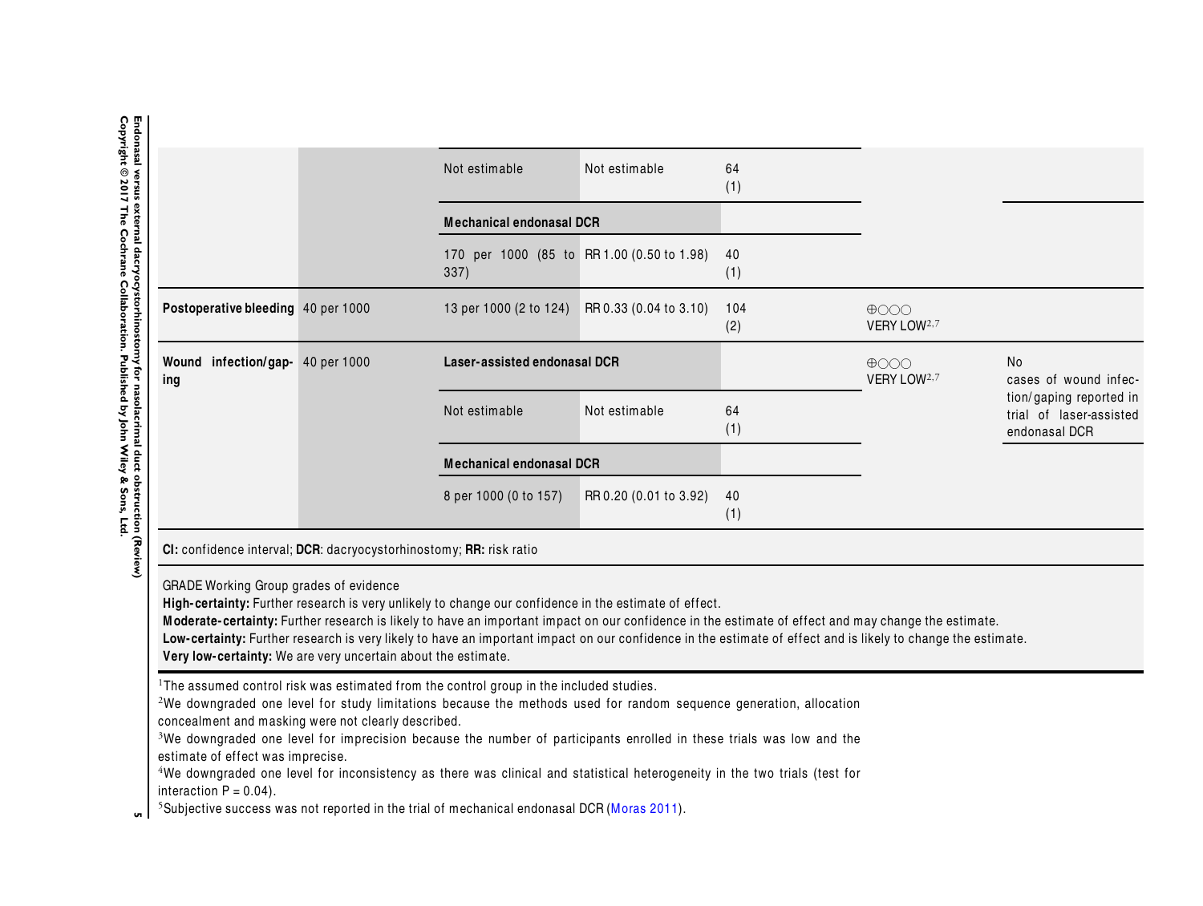| | | | | | | |
|---|---|---|---|---|---|---|
| | | Not estimable | Not estimable | 64 (1) | | |
| | | **Mechanical endonasal DCR** | | | | |
| | | 170 per 1000 (85 to 337) | RR 1.00 (0.50 to 1.98) | 40 (1) | | |
| **Postoperative bleeding** | 40 per 1000 | 13 per 1000 (2 to 124) | RR 0.33 (0.04 to 3.10) | 104 (2) | ⊕○○○ VERY LOW[2,7] | |
| **Wound infection/gaping** | 40 per 1000 | **Laser-assisted endonasal DCR** | | | ⊕○○○ VERY LOW[2,7] | No cases of wound infection/gaping reported in trial of laser-assisted endonasal DCR |
| | | Not estimable | Not estimable | 64 (1) | | |
| | | **Mechanical endonasal DCR** | | | | |
| | | 8 per 1000 (0 to 157) | RR 0.20 (0.01 to 3.92) | 40 (1) | | |

**CI:** confidence interval; **DCR**: dacryocystorhinostomy; **RR:** risk ratio

GRADE Working Group grades of evidence
**High-certainty:** Further research is very unlikely to change our confidence in the estimate of effect.
**Moderate-certainty:** Further research is likely to have an important impact on our confidence in the estimate of effect and may change the estimate.
**Low-certainty:** Further research is very likely to have an important impact on our confidence in the estimate of effect and is likely to change the estimate.
**Very low-certainty:** We are very uncertain about the estimate.

[1]The assumed control risk was estimated from the control group in the included studies.
[2]We downgraded one level for study limitations because the methods used for random sequence generation, allocation concealment and masking were not clearly described.
[3]We downgraded one level for imprecision because the number of participants enrolled in these trials was low and the estimate of effect was imprecise.
[4]We downgraded one level for inconsistency as there was clinical and statistical heterogeneity in the two trials (test for interaction P = 0.04).
[5]Subjective success was not reported in the trial of mechanical endonasal DCR (Moras 2011).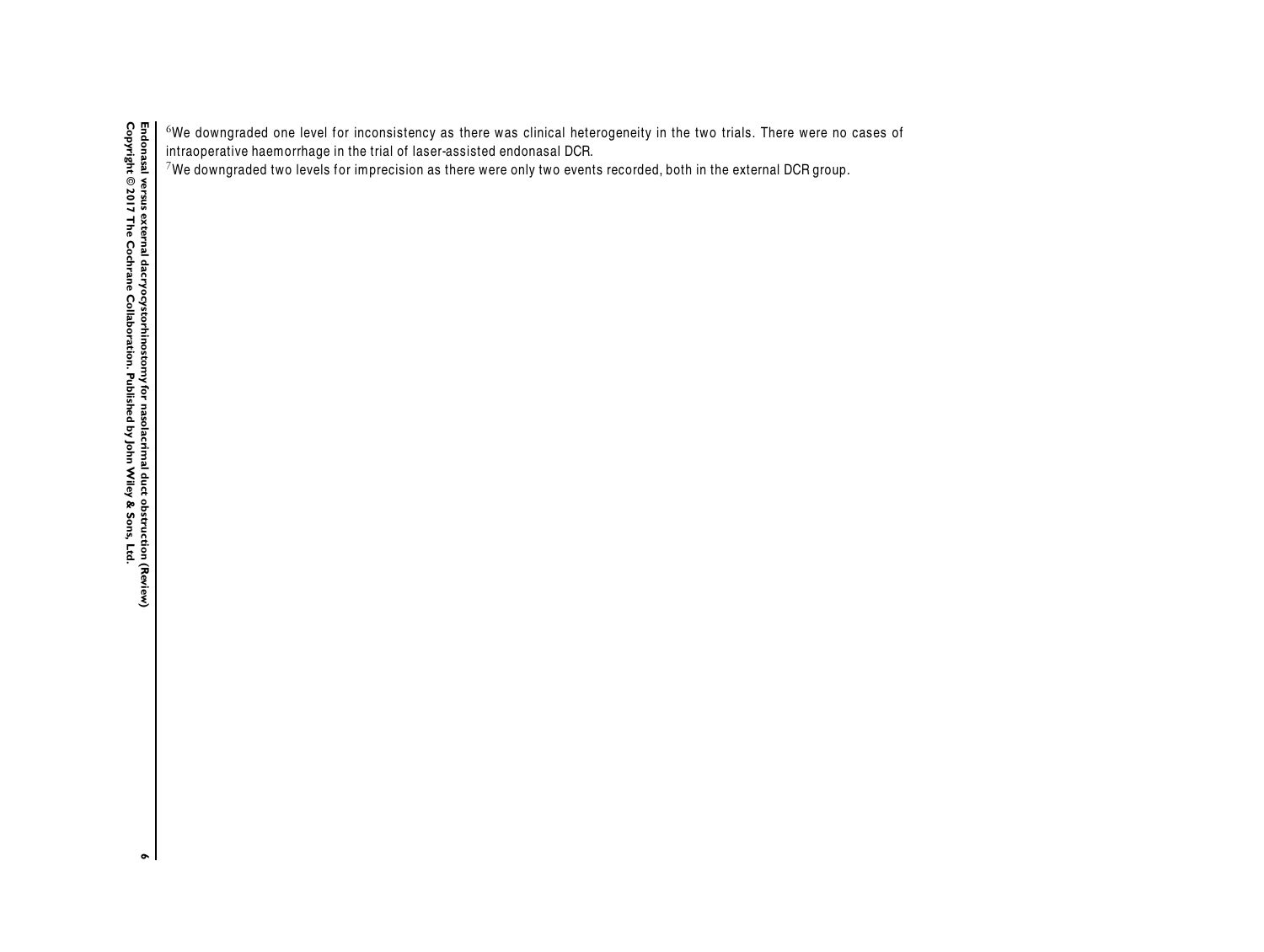[6] We downgraded one level for inconsistency as there was clinical heterogeneity in the two trials. There were no cases of intraoperative haemorrhage in the trial of laser-assisted endonasal DCR.

[7] We downgraded two levels for imprecision as there were only two events recorded, both in the external DCR group.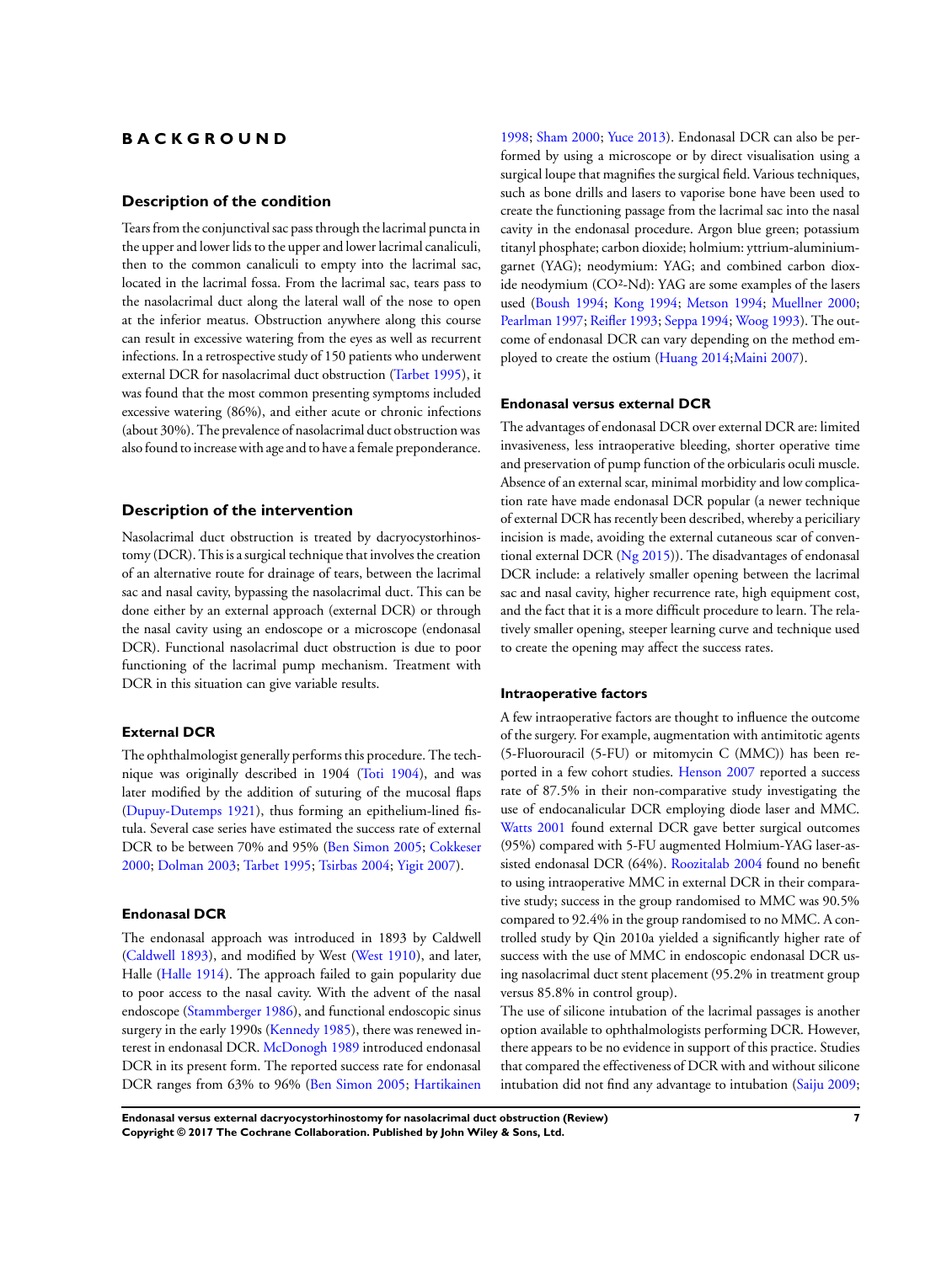# BACKGROUND

## Description of the condition

Tears from the conjunctival sac pass through the lacrimal puncta in the upper and lower lids to the upper and lower lacrimal canaliculi, then to the common canaliculi to empty into the lacrimal sac, located in the lacrimal fossa. From the lacrimal sac, tears pass to the nasolacrimal duct along the lateral wall of the nose to open at the inferior meatus. Obstruction anywhere along this course can result in excessive watering from the eyes as well as recurrent infections. In a retrospective study of 150 patients who underwent external DCR for nasolacrimal duct obstruction (Tarbet 1995), it was found that the most common presenting symptoms included excessive watering (86%), and either acute or chronic infections (about 30%). The prevalence of nasolacrimal duct obstruction was also found to increase with age and to have a female preponderance.

## Description of the intervention

Nasolacrimal duct obstruction is treated by dacryocystorhinostomy (DCR). This is a surgical technique that involves the creation of an alternative route for drainage of tears, between the lacrimal sac and nasal cavity, bypassing the nasolacrimal duct. This can be done either by an external approach (external DCR) or through the nasal cavity using an endoscope or a microscope (endonasal DCR). Functional nasolacrimal duct obstruction is due to poor functioning of the lacrimal pump mechanism. Treatment with DCR in this situation can give variable results.

### External DCR

The ophthalmologist generally performs this procedure. The technique was originally described in 1904 (Toti 1904), and was later modified by the addition of suturing of the mucosal flaps (Dupuy-Dutemps 1921), thus forming an epithelium-lined fistula. Several case series have estimated the success rate of external DCR to be between 70% and 95% (Ben Simon 2005; Cokkeser 2000; Dolman 2003; Tarbet 1995; Tsirbas 2004; Yigit 2007).

### Endonasal DCR

The endonasal approach was introduced in 1893 by Caldwell (Caldwell 1893), and modified by West (West 1910), and later, Halle (Halle 1914). The approach failed to gain popularity due to poor access to the nasal cavity. With the advent of the nasal endoscope (Stammberger 1986), and functional endoscopic sinus surgery in the early 1990s (Kennedy 1985), there was renewed interest in endonasal DCR. McDonogh 1989 introduced endonasal DCR in its present form. The reported success rate for endonasal DCR ranges from 63% to 96% (Ben Simon 2005; Hartikainen 1998; Sham 2000; Yuce 2013). Endonasal DCR can also be performed by using a microscope or by direct visualisation using a surgical loupe that magnifies the surgical field. Various techniques, such as bone drills and lasers to vaporise bone have been used to create the functioning passage from the lacrimal sac into the nasal cavity in the endonasal procedure. Argon blue green; potassium titanyl phosphate; carbon dioxide; holmium: yttrium-aluminium-garnet (YAG); neodymium: YAG; and combined carbon dioxide neodymium ($CO^2$-Nd): YAG are some examples of the lasers used (Boush 1994; Kong 1994; Metson 1994; Muellner 2000; Pearlman 1997; Reifler 1993; Seppa 1994; Woog 1993). The outcome of endonasal DCR can vary depending on the method employed to create the ostium (Huang 2014;Maini 2007).

### Endonasal versus external DCR

The advantages of endonasal DCR over external DCR are: limited invasiveness, less intraoperative bleeding, shorter operative time and preservation of pump function of the orbicularis oculi muscle. Absence of an external scar, minimal morbidity and low complication rate have made endonasal DCR popular (a newer technique of external DCR has recently been described, whereby a periciliary incision is made, avoiding the external cutaneous scar of conventional external DCR (Ng 2015)). The disadvantages of endonasal DCR include: a relatively smaller opening between the lacrimal sac and nasal cavity, higher recurrence rate, high equipment cost, and the fact that it is a more difficult procedure to learn. The relatively smaller opening, steeper learning curve and technique used to create the opening may affect the success rates.

### Intraoperative factors

A few intraoperative factors are thought to influence the outcome of the surgery. For example, augmentation with antimitotic agents (5-Fluorouracil (5-FU) or mitomycin C (MMC)) has been reported in a few cohort studies. Henson 2007 reported a success rate of 87.5% in their non-comparative study investigating the use of endocanalicular DCR employing diode laser and MMC. Watts 2001 found external DCR gave better surgical outcomes (95%) compared with 5-FU augmented Holmium-YAG laser-assisted endonasal DCR (64%). Roozitalab 2004 found no benefit to using intraoperative MMC in external DCR in their comparative study; success in the group randomised to MMC was 90.5% compared to 92.4% in the group randomised to no MMC. A controlled study by Qin 2010a yielded a significantly higher rate of success with the use of MMC in endoscopic endonasal DCR using nasolacrimal duct stent placement (95.2% in treatment group versus 85.8% in control group).

The use of silicone intubation of the lacrimal passages is another option available to ophthalmologists performing DCR. However, there appears to be no evidence in support of this practice. Studies that compared the effectiveness of DCR with and without silicone intubation did not find any advantage to intubation (Saiju 2009;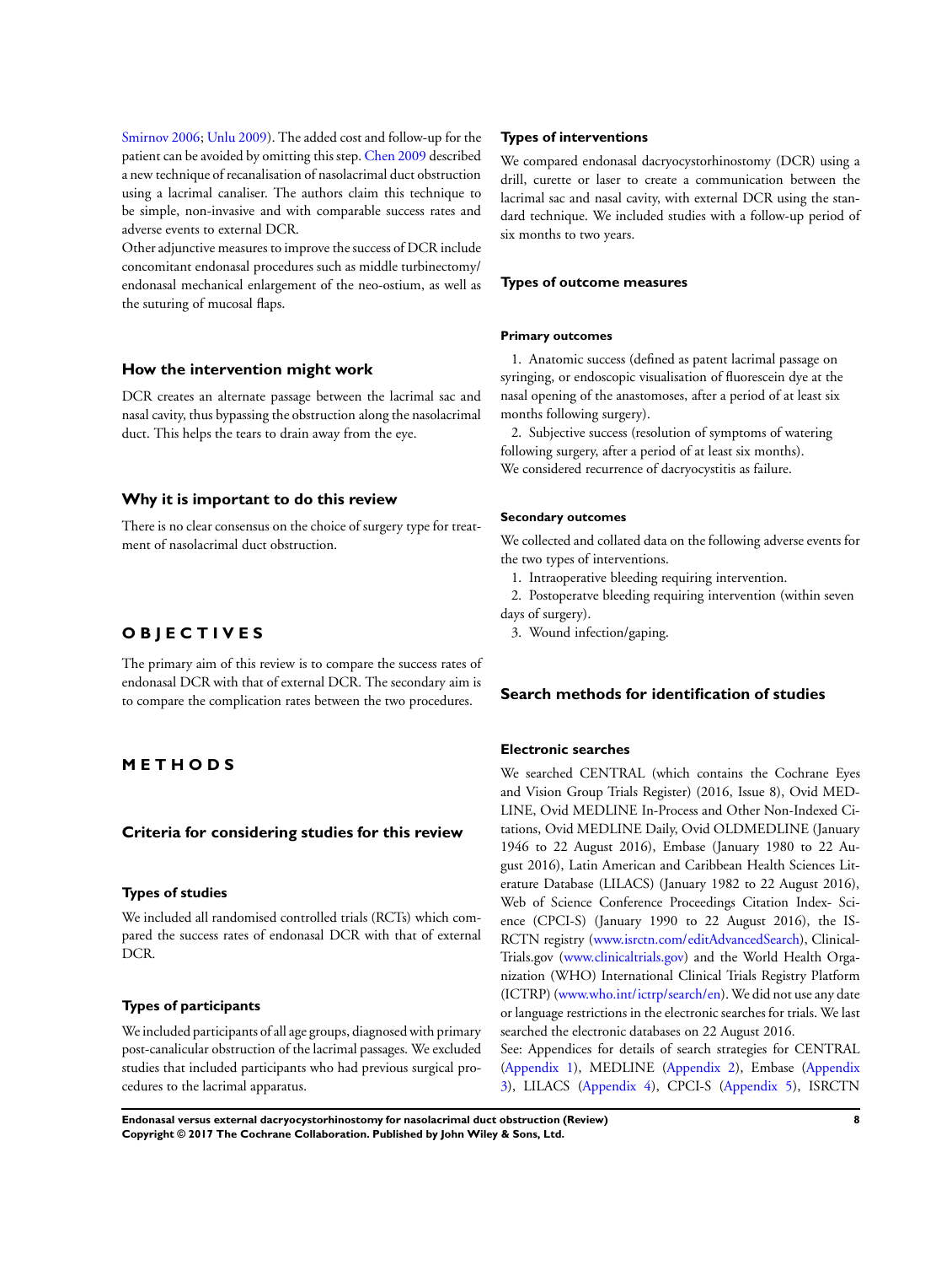Smirnov 2006; Unlu 2009). The added cost and follow-up for the patient can be avoided by omitting this step. Chen 2009 described a new technique of recanalisation of nasolacrimal duct obstruction using a lacrimal canaliser. The authors claim this technique to be simple, non-invasive and with comparable success rates and adverse events to external DCR.

Other adjunctive measures to improve the success of DCR include concomitant endonasal procedures such as middle turbinectomy/endonasal mechanical enlargement of the neo-ostium, as well as the suturing of mucosal flaps.

## How the intervention might work

DCR creates an alternate passage between the lacrimal sac and nasal cavity, thus bypassing the obstruction along the nasolacrimal duct. This helps the tears to drain away from the eye.

## Why it is important to do this review

There is no clear consensus on the choice of surgery type for treatment of nasolacrimal duct obstruction.

# OBJECTIVES

The primary aim of this review is to compare the success rates of endonasal DCR with that of external DCR. The secondary aim is to compare the complication rates between the two procedures.

# METHODS

## Criteria for considering studies for this review

### Types of studies

We included all randomised controlled trials (RCTs) which compared the success rates of endonasal DCR with that of external DCR.

### Types of participants

We included participants of all age groups, diagnosed with primary post-canalicular obstruction of the lacrimal passages. We excluded studies that included participants who had previous surgical procedures to the lacrimal apparatus.

### Types of interventions

We compared endonasal dacryocystorhinostomy (DCR) using a drill, curette or laser to create a communication between the lacrimal sac and nasal cavity, with external DCR using the standard technique. We included studies with a follow-up period of six months to two years.

### Types of outcome measures

#### Primary outcomes

1. Anatomic success (defined as patent lacrimal passage on syringing, or endoscopic visualisation of fluorescein dye at the nasal opening of the anastomoses, after a period of at least six months following surgery).
2. Subjective success (resolution of symptoms of watering following surgery, after a period of at least six months).

We considered recurrence of dacryocystitis as failure.

#### Secondary outcomes

We collected and collated data on the following adverse events for the two types of interventions.

1. Intraoperative bleeding requiring intervention.
2. Postoperatve bleeding requiring intervention (within seven days of surgery).
3. Wound infection/gaping.

## Search methods for identification of studies

### Electronic searches

We searched CENTRAL (which contains the Cochrane Eyes and Vision Group Trials Register) (2016, Issue 8), Ovid MEDLINE, Ovid MEDLINE In-Process and Other Non-Indexed Citations, Ovid MEDLINE Daily, Ovid OLDMEDLINE (January 1946 to 22 August 2016), Embase (January 1980 to 22 August 2016), Latin American and Caribbean Health Sciences Literature Database (LILACS) (January 1982 to 22 August 2016), Web of Science Conference Proceedings Citation Index- Science (CPCI-S) (January 1990 to 22 August 2016), the ISRCTN registry (www.isrctn.com/editAdvancedSearch), ClinicalTrials.gov (www.clinicaltrials.gov) and the World Health Organization (WHO) International Clinical Trials Registry Platform (ICTRP) (www.who.int/ictrp/search/en). We did not use any date or language restrictions in the electronic searches for trials. We last searched the electronic databases on 22 August 2016.

See: Appendices for details of search strategies for CENTRAL (Appendix 1), MEDLINE (Appendix 2), Embase (Appendix 3), LILACS (Appendix 4), CPCI-S (Appendix 5), ISRCTN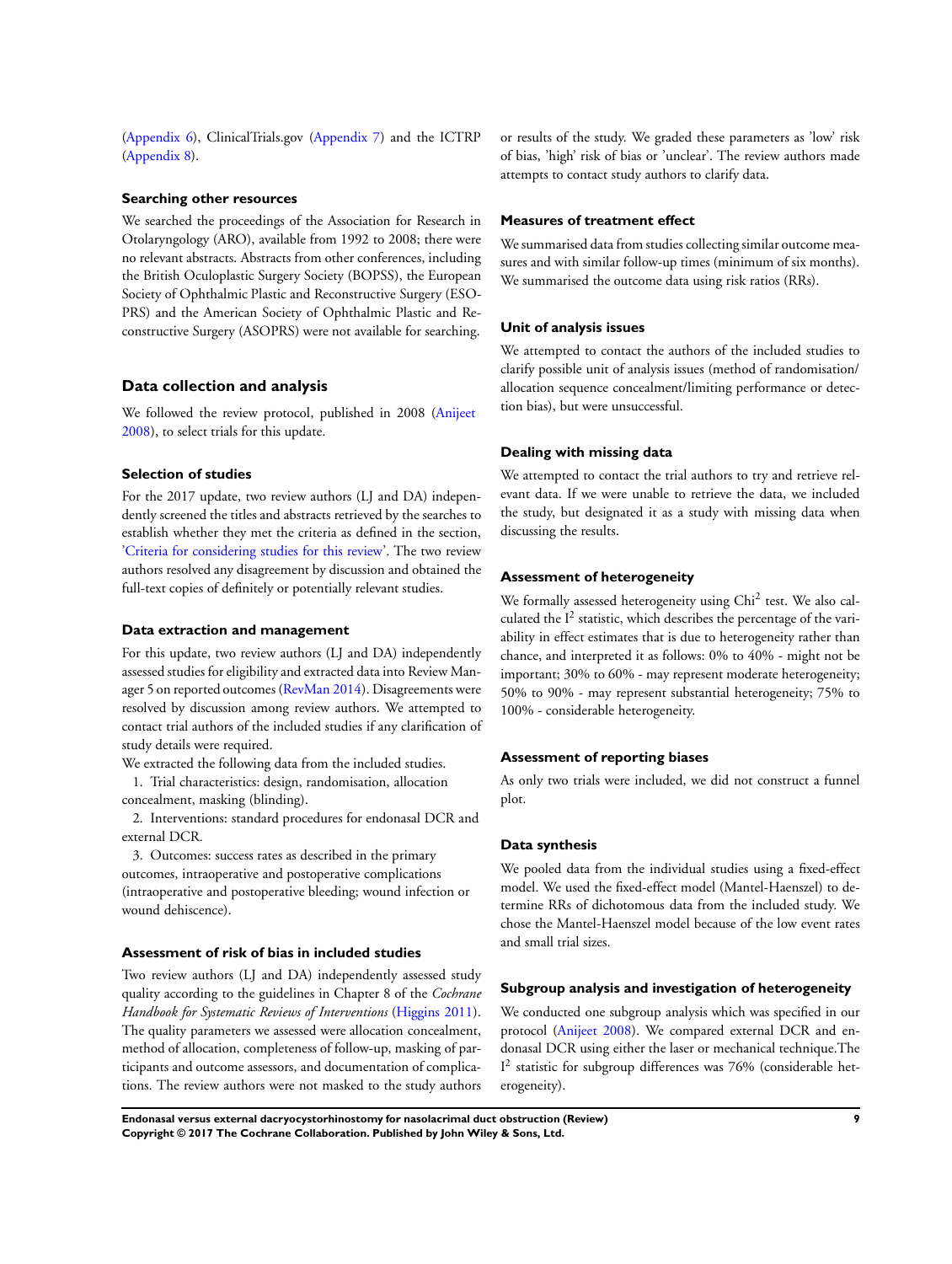(Appendix 6), ClinicalTrials.gov (Appendix 7) and the ICTRP (Appendix 8).

#### Searching other resources

We searched the proceedings of the Association for Research in Otolaryngology (ARO), available from 1992 to 2008; there were no relevant abstracts. Abstracts from other conferences, including the British Oculoplastic Surgery Society (BOPSS), the European Society of Ophthalmic Plastic and Reconstructive Surgery (ESOPRS) and the American Society of Ophthalmic Plastic and Reconstructive Surgery (ASOPRS) were not available for searching.

### Data collection and analysis

We followed the review protocol, published in 2008 (Anijeet 2008), to select trials for this update.

#### Selection of studies

For the 2017 update, two review authors (LJ and DA) independently screened the titles and abstracts retrieved by the searches to establish whether they met the criteria as defined in the section, 'Criteria for considering studies for this review'. The two review authors resolved any disagreement by discussion and obtained the full-text copies of definitely or potentially relevant studies.

#### Data extraction and management

For this update, two review authors (LJ and DA) independently assessed studies for eligibility and extracted data into Review Manager 5 on reported outcomes (RevMan 2014). Disagreements were resolved by discussion among review authors. We attempted to contact trial authors of the included studies if any clarification of study details were required.

We extracted the following data from the included studies.

1. Trial characteristics: design, randomisation, allocation concealment, masking (blinding).
2. Interventions: standard procedures for endonasal DCR and external DCR.
3. Outcomes: success rates as described in the primary outcomes, intraoperative and postoperative complications (intraoperative and postoperative bleeding; wound infection or wound dehiscence).

#### Assessment of risk of bias in included studies

Two review authors (LJ and DA) independently assessed study quality according to the guidelines in Chapter 8 of the *Cochrane Handbook for Systematic Reviews of Interventions* (Higgins 2011). The quality parameters we assessed were allocation concealment, method of allocation, completeness of follow-up, masking of participants and outcome assessors, and documentation of complications. The review authors were not masked to the study authors or results of the study. We graded these parameters as 'low' risk of bias, 'high' risk of bias or 'unclear'. The review authors made attempts to contact study authors to clarify data.

#### Measures of treatment effect

We summarised data from studies collecting similar outcome measures and with similar follow-up times (minimum of six months). We summarised the outcome data using risk ratios (RRs).

#### Unit of analysis issues

We attempted to contact the authors of the included studies to clarify possible unit of analysis issues (method of randomisation/allocation sequence concealment/limiting performance or detection bias), but were unsuccessful.

#### Dealing with missing data

We attempted to contact the trial authors to try and retrieve relevant data. If we were unable to retrieve the data, we included the study, but designated it as a study with missing data when discussing the results.

#### Assessment of heterogeneity

We formally assessed heterogeneity using $Chi^2$ test. We also calculated the $I^2$ statistic, which describes the percentage of the variability in effect estimates that is due to heterogeneity rather than chance, and interpreted it as follows: 0% to 40% - might not be important; 30% to 60% - may represent moderate heterogeneity; 50% to 90% - may represent substantial heterogeneity; 75% to 100% - considerable heterogeneity.

#### Assessment of reporting biases

As only two trials were included, we did not construct a funnel plot.

#### Data synthesis

We pooled data from the individual studies using a fixed-effect model. We used the fixed-effect model (Mantel-Haenszel) to determine RRs of dichotomous data from the included study. We chose the Mantel-Haenszel model because of the low event rates and small trial sizes.

#### Subgroup analysis and investigation of heterogeneity

We conducted one subgroup analysis which was specified in our protocol (Anijeet 2008). We compared external DCR and endonasal DCR using either the laser or mechanical technique.The $I^2$ statistic for subgroup differences was 76% (considerable heterogeneity).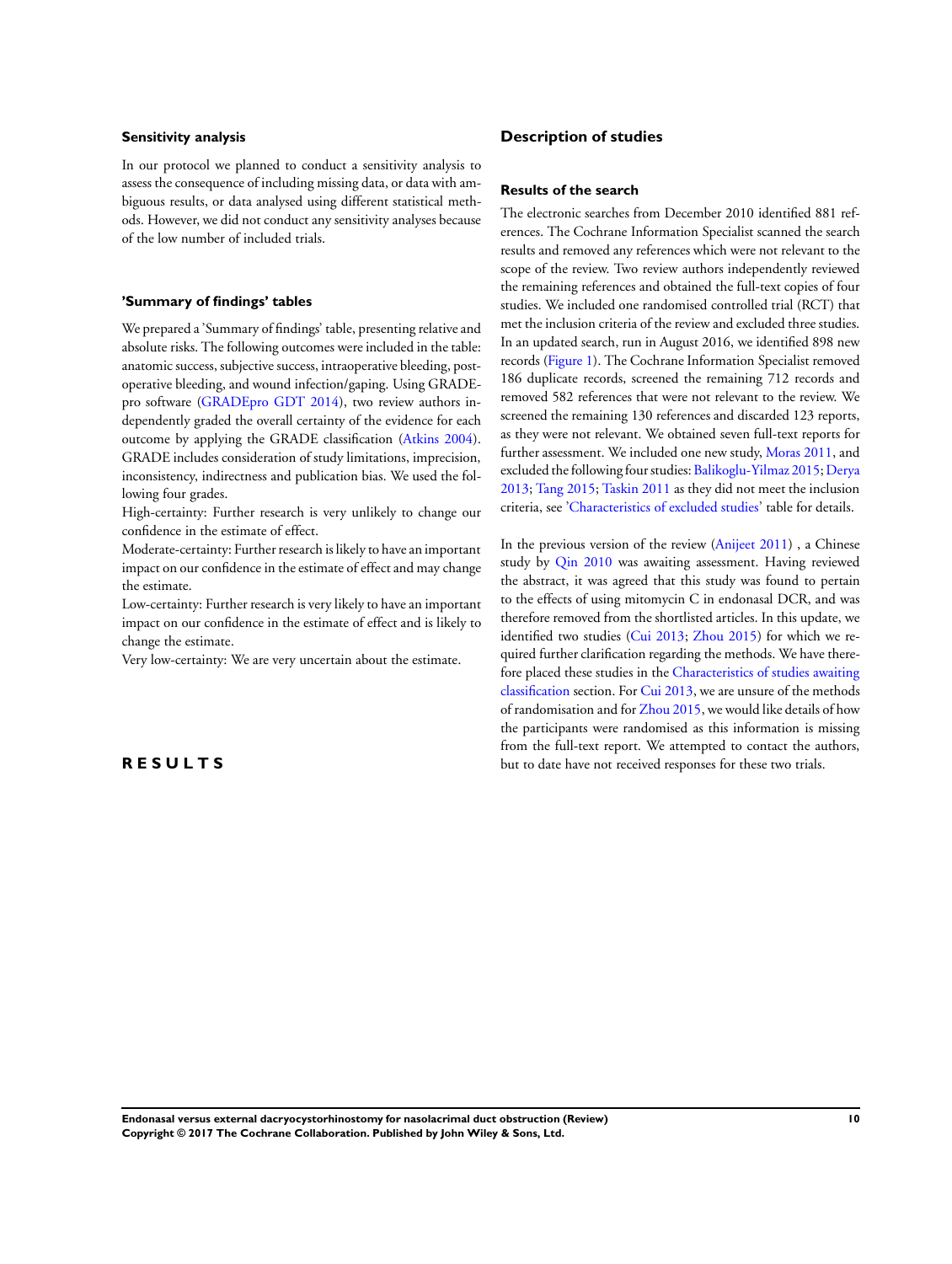### Sensitivity analysis

In our protocol we planned to conduct a sensitivity analysis to assess the consequence of including missing data, or data with ambiguous results, or data analysed using different statistical methods. However, we did not conduct any sensitivity analyses because of the low number of included trials.

### 'Summary of findings' tables

We prepared a 'Summary of findings' table, presenting relative and absolute risks. The following outcomes were included in the table: anatomic success, subjective success, intraoperative bleeding, postoperative bleeding, and wound infection/gaping. Using GRADEpro software (GRADEpro GDT 2014), two review authors independently graded the overall certainty of the evidence for each outcome by applying the GRADE classification (Atkins 2004). GRADE includes consideration of study limitations, imprecision, inconsistency, indirectness and publication bias. We used the following four grades.

High-certainty: Further research is very unlikely to change our confidence in the estimate of effect.

Moderate-certainty: Further research is likely to have an important impact on our confidence in the estimate of effect and may change the estimate.

Low-certainty: Further research is very likely to have an important impact on our confidence in the estimate of effect and is likely to change the estimate.

Very low-certainty: We are very uncertain about the estimate.

# RESULTS

## Description of studies

### Results of the search

The electronic searches from December 2010 identified 881 references. The Cochrane Information Specialist scanned the search results and removed any references which were not relevant to the scope of the review. Two review authors independently reviewed the remaining references and obtained the full-text copies of four studies. We included one randomised controlled trial (RCT) that met the inclusion criteria of the review and excluded three studies. In an updated search, run in August 2016, we identified 898 new records (Figure 1). The Cochrane Information Specialist removed 186 duplicate records, screened the remaining 712 records and removed 582 references that were not relevant to the review. We screened the remaining 130 references and discarded 123 reports, as they were not relevant. We obtained seven full-text reports for further assessment. We included one new study, Moras 2011, and excluded the following four studies: Balikoglu-Yilmaz 2015; Derya 2013; Tang 2015; Taskin 2011 as they did not meet the inclusion criteria, see 'Characteristics of excluded studies' table for details.

In the previous version of the review (Anijeet 2011) , a Chinese study by Qin 2010 was awaiting assessment. Having reviewed the abstract, it was agreed that this study was found to pertain to the effects of using mitomycin C in endonasal DCR, and was therefore removed from the shortlisted articles. In this update, we identified two studies (Cui 2013; Zhou 2015) for which we required further clarification regarding the methods. We have therefore placed these studies in the Characteristics of studies awaiting classification section. For Cui 2013, we are unsure of the methods of randomisation and for Zhou 2015, we would like details of how the participants were randomised as this information is missing from the full-text report. We attempted to contact the authors, but to date have not received responses for these two trials.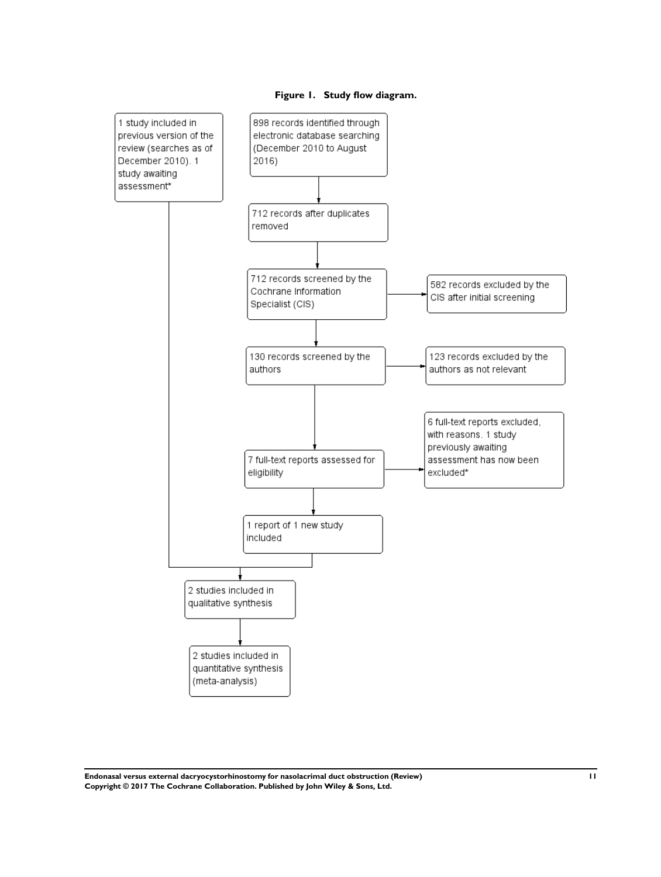**Figure 1. Study flow diagram.**

1 study included in previous version of the review (searches as of December 2010). 1 study awaiting assessment*

898 records identified through electronic database searching (December 2010 to August 2016)

712 records after duplicates removed

712 records screened by the Cochrane Information Specialist (CIS)

582 records excluded by the CIS after initial screening

130 records screened by the authors

123 records excluded by the authors as not relevant

7 full-text reports assessed for eligibility

6 full-text reports excluded, with reasons. 1 study previously awaiting assessment has now been excluded*

1 report of 1 new study included

2 studies included in qualitative synthesis

2 studies included in quantitative synthesis (meta-analysis)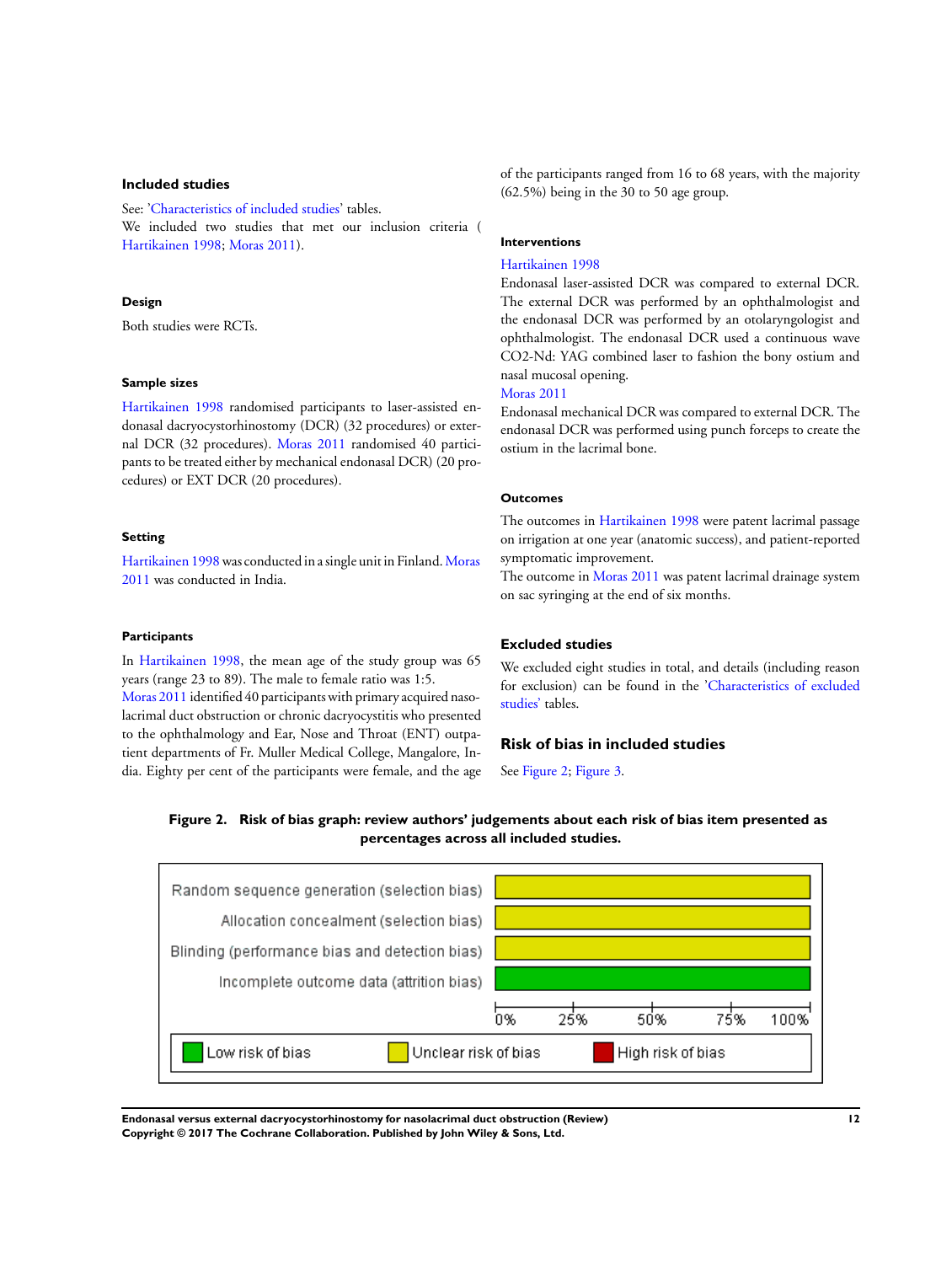### Included studies

See: 'Characteristics of included studies' tables.
We included two studies that met our inclusion criteria ( Hartikainen 1998; Moras 2011).

#### Design

Both studies were RCTs.

#### Sample sizes

Hartikainen 1998 randomised participants to laser-assisted endonasal dacryocystorhinostomy (DCR) (32 procedures) or external DCR (32 procedures). Moras 2011 randomised 40 participants to be treated either by mechanical endonasal DCR) (20 procedures) or EXT DCR (20 procedures).

#### Setting

Hartikainen 1998 was conducted in a single unit in Finland. Moras 2011 was conducted in India.

#### Participants

In Hartikainen 1998, the mean age of the study group was 65 years (range 23 to 89). The male to female ratio was 1:5.
Moras 2011 identified 40 participants with primary acquired nasolacrimal duct obstruction or chronic dacryocystitis who presented to the ophthalmology and Ear, Nose and Throat (ENT) outpatient departments of Fr. Muller Medical College, Mangalore, India. Eighty per cent of the participants were female, and the age of the participants ranged from 16 to 68 years, with the majority (62.5%) being in the 30 to 50 age group.

#### Interventions

Hartikainen 1998
Endonasal laser-assisted DCR was compared to external DCR. The external DCR was performed by an ophthalmologist and the endonasal DCR was performed by an otolaryngologist and ophthalmologist. The endonasal DCR used a continuous wave $CO_2$-Nd: YAG combined laser to fashion the bony ostium and nasal mucosal opening.
Moras 2011
Endonasal mechanical DCR was compared to external DCR. The endonasal DCR was performed using punch forceps to create the ostium in the lacrimal bone.

#### Outcomes

The outcomes in Hartikainen 1998 were patent lacrimal passage on irrigation at one year (anatomic success), and patient-reported symptomatic improvement.
The outcome in Moras 2011 was patent lacrimal drainage system on sac syringing at the end of six months.

### Excluded studies

We excluded eight studies in total, and details (including reason for exclusion) can be found in the 'Characteristics of excluded studies' tables.

### Risk of bias in included studies

See Figure 2; Figure 3.

**Figure 2. Risk of bias graph: review authors' judgements about each risk of bias item presented as percentages across all included studies.**

| Item | Low risk of bias | Unclear risk of bias | High risk of bias |
|---|---|---|---|
| Random sequence generation (selection bias) | 0% | 100% | 0% |
| Allocation concealment (selection bias) | 0% | 100% | 0% |
| Blinding (performance bias and detection bias) | 0% | 100% | 0% |
| Incomplete outcome data (attrition bias) | 100% | 0% | 0% |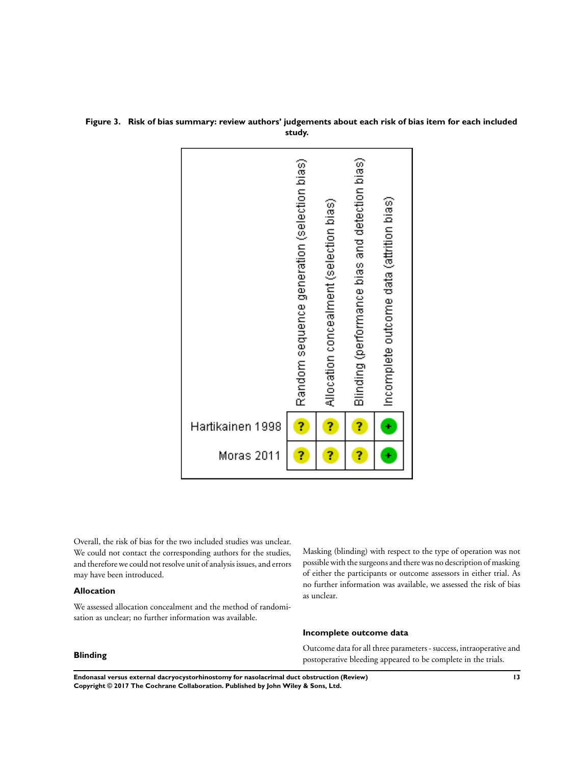**Figure 3. Risk of bias summary: review authors' judgements about each risk of bias item for each included study.**

| | Random sequence generation (selection bias) | Allocation concealment (selection bias) | Blinding (performance bias and detection bias) | Incomplete outcome data (attrition bias) |
|---|---|---|---|---|
| Hartikainen 1998 | ? | ? | ? | + |
| Moras 2011 | ? | ? | ? | + |

Overall, the risk of bias for the two included studies was unclear. We could not contact the corresponding authors for the studies, and therefore we could not resolve unit of analysis issues, and errors may have been introduced.

### Allocation

We assessed allocation concealment and the method of randomisation as unclear; no further information was available.

### Blinding

Masking (blinding) with respect to the type of operation was not possible with the surgeons and there was no description of masking of either the participants or outcome assessors in either trial. As no further information was available, we assessed the risk of bias as unclear.

### Incomplete outcome data

Outcome data for all three parameters - success, intraoperative and postoperative bleeding appeared to be complete in the trials.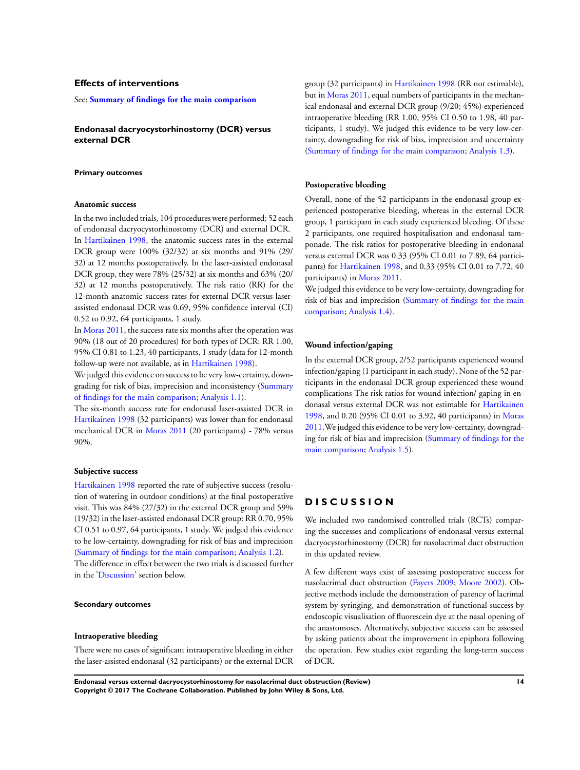## Effects of interventions

See: **Summary of findings for the main comparison**

### Endonasal dacryocystorhinostomy (DCR) versus external DCR

#### Primary outcomes

##### Anatomic success

In the two included trials, 104 procedures were performed; 52 each of endonasal dacryocystorhinostomy (DCR) and external DCR.

In Hartikainen 1998, the anatomic success rates in the external DCR group were 100% (32/32) at six months and 91% (29/32) at 12 months postoperatively. In the laser-assisted endonasal DCR group, they were 78% (25/32) at six months and 63% (20/32) at 12 months postoperatively. The risk ratio (RR) for the 12-month anatomic success rates for external DCR versus laser-assisted endonasal DCR was 0.69, 95% confidence interval (CI) 0.52 to 0.92, 64 participants, 1 study.

In Moras 2011, the success rate six months after the operation was 90% (18 out of 20 procedures) for both types of DCR: RR 1.00, 95% CI 0.81 to 1.23, 40 participants, 1 study (data for 12-month follow-up were not available, as in Hartikainen 1998).

We judged this evidence on success to be very low-certainty, downgrading for risk of bias, imprecision and inconsistency (Summary of findings for the main comparison; Analysis 1.1).

The six-month success rate for endonasal laser-assisted DCR in Hartikainen 1998 (32 participants) was lower than for endonasal mechanical DCR in Moras 2011 (20 participants) - 78% versus 90%.

##### Subjective success

Hartikainen 1998 reported the rate of subjective success (resolution of watering in outdoor conditions) at the final postoperative visit. This was 84% (27/32) in the external DCR group and 59% (19/32) in the laser-assisted endonasal DCR group: RR 0.70, 95% CI 0.51 to 0.97, 64 participants, 1 study. We judged this evidence to be low-certainty, downgrading for risk of bias and imprecision (Summary of findings for the main comparison; Analysis 1.2).

The difference in effect between the two trials is discussed further in the 'Discussion' section below.

#### Secondary outcomes

##### Intraoperative bleeding

There were no cases of significant intraoperative bleeding in either the laser-assisted endonasal (32 participants) or the external DCR group (32 participants) in Hartikainen 1998 (RR not estimable), but in Moras 2011, equal numbers of participants in the mechanical endonasal and external DCR group (9/20; 45%) experienced intraoperative bleeding (RR 1.00, 95% CI 0.50 to 1.98, 40 participants, 1 study). We judged this evidence to be very low-certainty, downgrading for risk of bias, imprecision and uncertainty (Summary of findings for the main comparison; Analysis 1.3).

##### Postoperative bleeding

Overall, none of the 52 participants in the endonasal group experienced postoperative bleeding, whereas in the external DCR group, 1 participant in each study experienced bleeding. Of these 2 participants, one required hospitalisation and endonasal tamponade. The risk ratios for postoperative bleeding in endonasal versus external DCR was 0.33 (95% CI 0.01 to 7.89, 64 participants) for Hartikainen 1998, and 0.33 (95% CI 0.01 to 7.72, 40 participants) in Moras 2011.

We judged this evidence to be very low-certainty, downgrading for risk of bias and imprecision (Summary of findings for the main comparison; Analysis 1.4).

##### Wound infection/gaping

In the external DCR group, 2/52 participants experienced wound infection/gaping (1 participant in each study). None of the 52 participants in the endonasal DCR group experienced these wound complications The risk ratios for wound infection/ gaping in endonasal versus external DCR was not estimable for Hartikainen 1998, and 0.20 (95% CI 0.01 to 3.92, 40 participants) in Moras 2011.We judged this evidence to be very low-certainty, downgrading for risk of bias and imprecision (Summary of findings for the main comparison; Analysis 1.5).

# DISCUSSION

We included two randomised controlled trials (RCTs) comparing the successes and complications of endonasal versus external dacryocystorhinostomy (DCR) for nasolacrimal duct obstruction in this updated review.

A few different ways exist of assessing postoperative success for nasolacrimal duct obstruction (Fayers 2009; Moore 2002). Objective methods include the demonstration of patency of lacrimal system by syringing, and demonstration of functional success by endoscopic visualisation of fluorescein dye at the nasal opening of the anastomoses. Alternatively, subjective success can be assessed by asking patients about the improvement in epiphora following the operation. Few studies exist regarding the long-term success of DCR.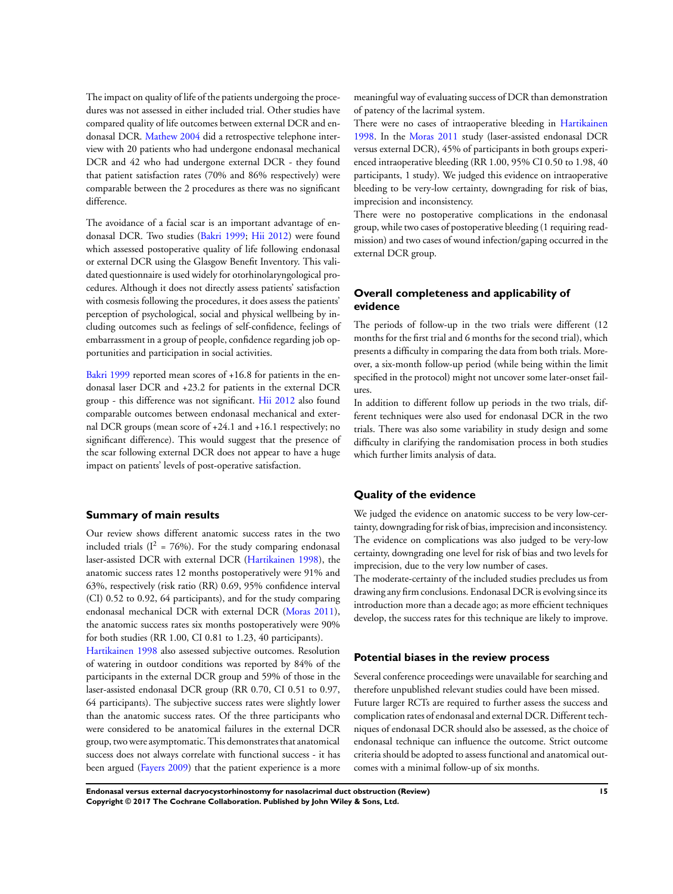The impact on quality of life of the patients undergoing the procedures was not assessed in either included trial. Other studies have compared quality of life outcomes between external DCR and endonasal DCR. Mathew 2004 did a retrospective telephone interview with 20 patients who had undergone endonasal mechanical DCR and 42 who had undergone external DCR - they found that patient satisfaction rates (70% and 86% respectively) were comparable between the 2 procedures as there was no significant difference.

The avoidance of a facial scar is an important advantage of endonasal DCR. Two studies (Bakri 1999; Hii 2012) were found which assessed postoperative quality of life following endonasal or external DCR using the Glasgow Benefit Inventory. This validated questionnaire is used widely for otorhinolaryngological procedures. Although it does not directly assess patients' satisfaction with cosmesis following the procedures, it does assess the patients' perception of psychological, social and physical wellbeing by including outcomes such as feelings of self-confidence, feelings of embarrassment in a group of people, confidence regarding job opportunities and participation in social activities.

Bakri 1999 reported mean scores of +16.8 for patients in the endonasal laser DCR and +23.2 for patients in the external DCR group - this difference was not significant. Hii 2012 also found comparable outcomes between endonasal mechanical and external DCR groups (mean score of +24.1 and +16.1 respectively; no significant difference). This would suggest that the presence of the scar following external DCR does not appear to have a huge impact on patients' levels of post-operative satisfaction.

## Summary of main results

Our review shows different anatomic success rates in the two included trials ($I^2$ = 76%). For the study comparing endonasal laser-assisted DCR with external DCR (Hartikainen 1998), the anatomic success rates 12 months postoperatively were 91% and 63%, respectively (risk ratio (RR) 0.69, 95% confidence interval (CI) 0.52 to 0.92, 64 participants), and for the study comparing endonasal mechanical DCR with external DCR (Moras 2011), the anatomic success rates six months postoperatively were 90% for both studies (RR 1.00, CI 0.81 to 1.23, 40 participants).

Hartikainen 1998 also assessed subjective outcomes. Resolution of watering in outdoor conditions was reported by 84% of the participants in the external DCR group and 59% of those in the laser-assisted endonasal DCR group (RR 0.70, CI 0.51 to 0.97, 64 participants). The subjective success rates were slightly lower than the anatomic success rates. Of the three participants who were considered to be anatomical failures in the external DCR group, two were asymptomatic. This demonstrates that anatomical success does not always correlate with functional success - it has been argued (Fayers 2009) that the patient experience is a more meaningful way of evaluating success of DCR than demonstration of patency of the lacrimal system.

There were no cases of intraoperative bleeding in Hartikainen 1998. In the Moras 2011 study (laser-assisted endonasal DCR versus external DCR), 45% of participants in both groups experienced intraoperative bleeding (RR 1.00, 95% CI 0.50 to 1.98, 40 participants, 1 study). We judged this evidence on intraoperative bleeding to be very-low certainty, downgrading for risk of bias, imprecision and inconsistency.

There were no postoperative complications in the endonasal group, while two cases of postoperative bleeding (1 requiring readmission) and two cases of wound infection/gaping occurred in the external DCR group.

## Overall completeness and applicability of evidence

The periods of follow-up in the two trials were different (12 months for the first trial and 6 months for the second trial), which presents a difficulty in comparing the data from both trials. Moreover, a six-month follow-up period (while being within the limit specified in the protocol) might not uncover some later-onset failures.

In addition to different follow up periods in the two trials, different techniques were also used for endonasal DCR in the two trials. There was also some variability in study design and some difficulty in clarifying the randomisation process in both studies which further limits analysis of data.

## Quality of the evidence

We judged the evidence on anatomic success to be very low-certainty, downgrading for risk of bias, imprecision and inconsistency. The evidence on complications was also judged to be very-low certainty, downgrading one level for risk of bias and two levels for imprecision, due to the very low number of cases.

The moderate-certainty of the included studies precludes us from drawing any firm conclusions. Endonasal DCR is evolving since its introduction more than a decade ago; as more efficient techniques develop, the success rates for this technique are likely to improve.

## Potential biases in the review process

Several conference proceedings were unavailable for searching and therefore unpublished relevant studies could have been missed.

Future larger RCTs are required to further assess the success and complication rates of endonasal and external DCR. Different techniques of endonasal DCR should also be assessed, as the choice of endonasal technique can influence the outcome. Strict outcome criteria should be adopted to assess functional and anatomical outcomes with a minimal follow-up of six months.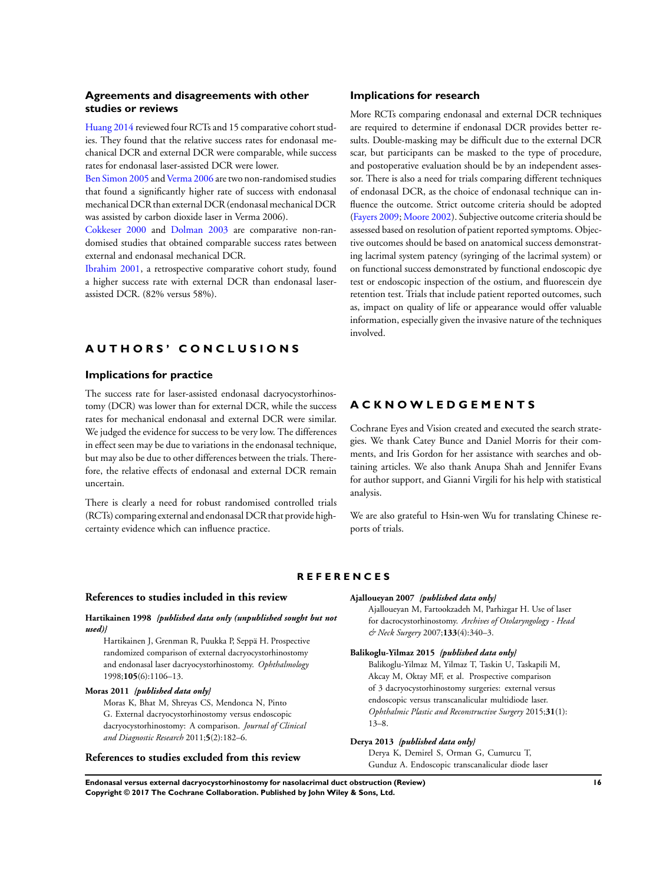### Agreements and disagreements with other studies or reviews

Huang 2014 reviewed four RCTs and 15 comparative cohort studies. They found that the relative success rates for endonasal mechanical DCR and external DCR were comparable, while success rates for endonasal laser-assisted DCR were lower.

Ben Simon 2005 and Verma 2006 are two non-randomised studies that found a significantly higher rate of success with endonasal mechanical DCR than external DCR (endonasal mechanical DCR was assisted by carbon dioxide laser in Verma 2006).

Cokkeser 2000 and Dolman 2003 are comparative non-randomised studies that obtained comparable success rates between external and endonasal mechanical DCR.

Ibrahim 2001, a retrospective comparative cohort study, found a higher success rate with external DCR than endonasal laser-assisted DCR. (82% versus 58%).

# AUTHORS' CONCLUSIONS

### Implications for practice

The success rate for laser-assisted endonasal dacryocystorhinostomy (DCR) was lower than for external DCR, while the success rates for mechanical endonasal and external DCR were similar. We judged the evidence for success to be very low. The differences in effect seen may be due to variations in the endonasal technique, but may also be due to other differences between the trials. Therefore, the relative effects of endonasal and external DCR remain uncertain.

There is clearly a need for robust randomised controlled trials (RCTs) comparing external and endonasal DCR that provide high-certainty evidence which can influence practice.

### Implications for research

More RCTs comparing endonasal and external DCR techniques are required to determine if endonasal DCR provides better results. Double-masking may be difficult due to the external DCR scar, but participants can be masked to the type of procedure, and postoperative evaluation should be by an independent assessor. There is also a need for trials comparing different techniques of endonasal DCR, as the choice of endonasal technique can influence the outcome. Strict outcome criteria should be adopted (Fayers 2009; Moore 2002). Subjective outcome criteria should be assessed based on resolution of patient reported symptoms. Objective outcomes should be based on anatomical success demonstrating lacrimal system patency (syringing of the lacrimal system) or on functional success demonstrated by functional endoscopic dye test or endoscopic inspection of the ostium, and fluorescein dye retention test. Trials that include patient reported outcomes, such as, impact on quality of life or appearance would offer valuable information, especially given the invasive nature of the techniques involved.

# ACKNOWLEDGEMENTS

Cochrane Eyes and Vision created and executed the search strategies. We thank Catey Bunce and Daniel Morris for their comments, and Iris Gordon for her assistance with searches and obtaining articles. We also thank Anupa Shah and Jennifer Evans for author support, and Gianni Virgili for his help with statistical analysis.

We are also grateful to Hsin-wen Wu for translating Chinese reports of trials.

# REFERENCES

### References to studies included in this review

**Hartikainen 1998** *{published data only (unpublished sought but not used)}*

Hartikainen J, Grenman R, Puukka P, Seppä H. Prospective randomized comparison of external dacryocystorhinostomy and endonasal laser dacryocystorhinostomy. *Ophthalmology* 1998;**105**(6):1106–13.

**Moras 2011** *{published data only}*

Moras K, Bhat M, Shreyas CS, Mendonca N, Pinto G. External dacryocystorhinostomy versus endoscopic dacryocystorhinostomy: A comparison. *Journal of Clinical and Diagnostic Research* 2011;**5**(2):182–6.

### References to studies excluded from this review

**Ajalloueyan 2007** *{published data only}*

Ajalloueyan M, Fartookzadeh M, Parhizgar H. Use of laser for dacrocystorhinostomy. *Archives of Otolaryngology - Head & Neck Surgery* 2007;**133**(4):340–3.

**Balikoglu-Yilmaz 2015** *{published data only}*

Balikoglu-Yilmaz M, Yilmaz T, Taskin U, Taskapili M, Akcay M, Oktay MF, et al. Prospective comparison of 3 dacryocystorhinostomy surgeries: external versus endoscopic versus transcanalicular multidiode laser. *Ophthalmic Plastic and Reconstructive Surgery* 2015;**31**(1):13–8.

**Derya 2013** *{published data only}*

Derya K, Demirel S, Orman G, Cumurcu T, Gunduz A. Endoscopic transcanalicular diode laser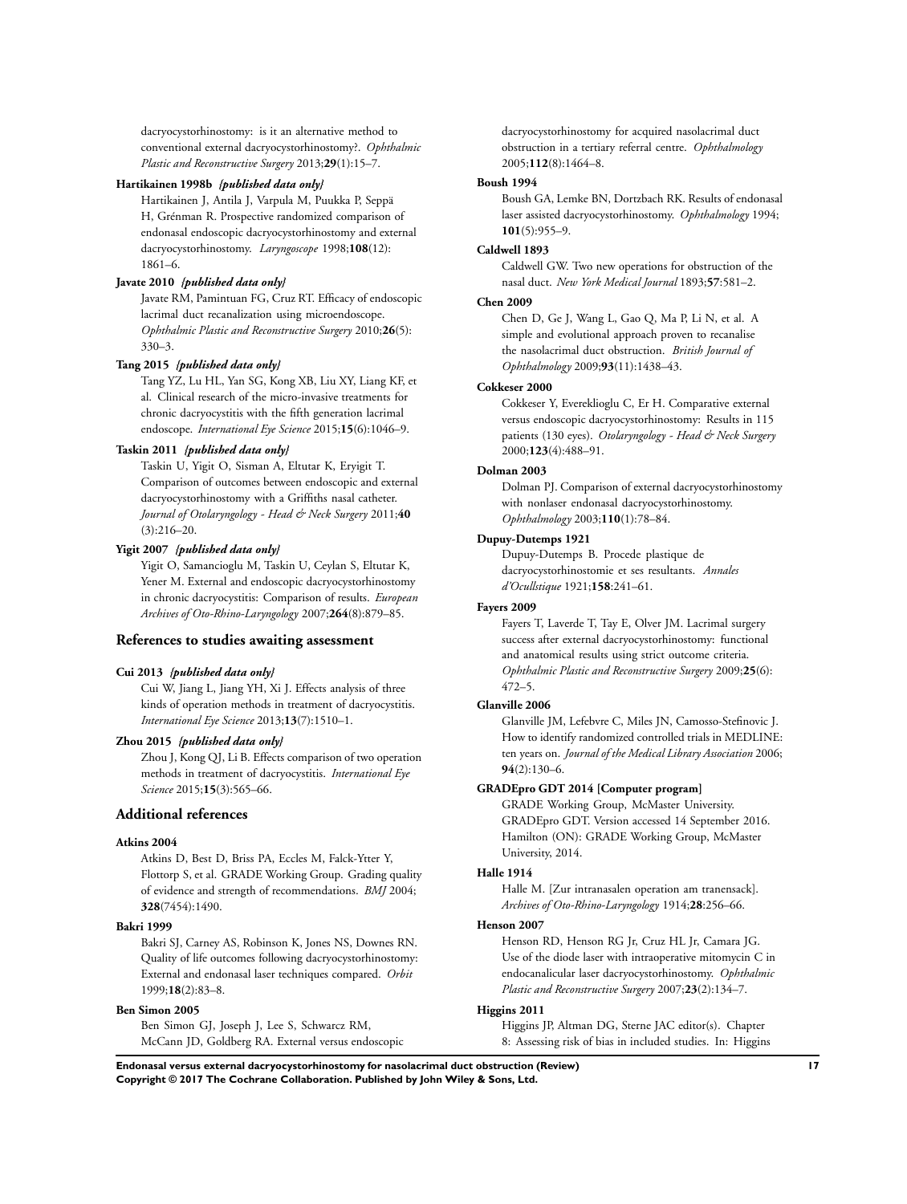dacryocystorhinostomy: is it an alternative method to conventional external dacryocystorhinostomy?. *Ophthalmic Plastic and Reconstructive Surgery* 2013;**29**(1):15–7.

**Hartikainen 1998b** *{published data only}*

Hartikainen J, Antila J, Varpula M, Puukka P, Seppä H, Grénman R. Prospective randomized comparison of endonasal endoscopic dacryocystorhinostomy and external dacryocystorhinostomy. *Laryngoscope* 1998;**108**(12):1861–6.

**Javate 2010** *{published data only}*

Javate RM, Pamintuan FG, Cruz RT. Efficacy of endoscopic lacrimal duct recanalization using microendoscope. *Ophthalmic Plastic and Reconstructive Surgery* 2010;**26**(5):330–3.

**Tang 2015** *{published data only}*

Tang YZ, Lu HL, Yan SG, Kong XB, Liu XY, Liang KF, et al. Clinical research of the micro-invasive treatments for chronic dacryocystitis with the fifth generation lacrimal endoscope. *International Eye Science* 2015;**15**(6):1046–9.

**Taskin 2011** *{published data only}*

Taskin U, Yigit O, Sisman A, Eltutar K, Eryigit T. Comparison of outcomes between endoscopic and external dacryocystorhinostomy with a Griffiths nasal catheter. *Journal of Otolaryngology - Head & Neck Surgery* 2011;**40**(3):216–20.

**Yigit 2007** *{published data only}*

Yigit O, Samancioglu M, Taskin U, Ceylan S, Eltutar K, Yener M. External and endoscopic dacryocystorhinostomy in chronic dacryocystitis: Comparison of results. *European Archives of Oto-Rhino-Laryngology* 2007;**264**(8):879–85.

## References to studies awaiting assessment

**Cui 2013** *{published data only}*

Cui W, Jiang L, Jiang YH, Xi J. Effects analysis of three kinds of operation methods in treatment of dacryocystitis. *International Eye Science* 2013;**13**(7):1510–1.

**Zhou 2015** *{published data only}*

Zhou J, Kong QJ, Li B. Effects comparison of two operation methods in treatment of dacryocystitis. *International Eye Science* 2015;**15**(3):565–66.

## Additional references

**Atkins 2004**

Atkins D, Best D, Briss PA, Eccles M, Falck-Ytter Y, Flottorp S, et al. GRADE Working Group. Grading quality of evidence and strength of recommendations. *BMJ* 2004;**328**(7454):1490.

**Bakri 1999**

Bakri SJ, Carney AS, Robinson K, Jones NS, Downes RN. Quality of life outcomes following dacryocystorhinostomy: External and endonasal laser techniques compared. *Orbit* 1999;**18**(2):83–8.

**Ben Simon 2005**

Ben Simon GJ, Joseph J, Lee S, Schwarcz RM, McCann JD, Goldberg RA. External versus endoscopic dacryocystorhinostomy for acquired nasolacrimal duct obstruction in a tertiary referral centre. *Ophthalmology* 2005;**112**(8):1464–8.

**Boush 1994**

Boush GA, Lemke BN, Dortzbach RK. Results of endonasal laser assisted dacryocystorhinostomy. *Ophthalmology* 1994;**101**(5):955–9.

**Caldwell 1893**

Caldwell GW. Two new operations for obstruction of the nasal duct. *New York Medical Journal* 1893;**57**:581–2.

**Chen 2009**

Chen D, Ge J, Wang L, Gao Q, Ma P, Li N, et al. A simple and evolutional approach proven to recanalise the nasolacrimal duct obstruction. *British Journal of Ophthalmology* 2009;**93**(11):1438–43.

**Cokkeser 2000**

Cokkeser Y, Evereklioglu C, Er H. Comparative external versus endoscopic dacryocystorhinostomy: Results in 115 patients (130 eyes). *Otolaryngology - Head & Neck Surgery* 2000;**123**(4):488–91.

**Dolman 2003**

Dolman PJ. Comparison of external dacryocystorhinostomy with nonlaser endonasal dacryocystorhinostomy. *Ophthalmology* 2003;**110**(1):78–84.

**Dupuy-Dutemps 1921**

Dupuy-Dutemps B. Procede plastique de dacryocystorhinostomie et ses resultants. *Annales d'Ocullstique* 1921;**158**:241–61.

**Fayers 2009**

Fayers T, Laverde T, Tay E, Olver JM. Lacrimal surgery success after external dacryocystorhinostomy: functional and anatomical results using strict outcome criteria. *Ophthalmic Plastic and Reconstructive Surgery* 2009;**25**(6):472–5.

**Glanville 2006**

Glanville JM, Lefebvre C, Miles JN, Camosso-Stefinovic J. How to identify randomized controlled trials in MEDLINE: ten years on. *Journal of the Medical Library Association* 2006;**94**(2):130–6.

**GRADEpro GDT 2014 [Computer program]**

GRADE Working Group, McMaster University. GRADEpro GDT. Version accessed 14 September 2016. Hamilton (ON): GRADE Working Group, McMaster University, 2014.

**Halle 1914**

Halle M. [Zur intranasalen operation am tranensack]. *Archives of Oto-Rhino-Laryngology* 1914;**28**:256–66.

**Henson 2007**

Henson RD, Henson RG Jr, Cruz HL Jr, Camara JG. Use of the diode laser with intraoperative mitomycin C in endocanalicular laser dacryocystorhinostomy. *Ophthalmic Plastic and Reconstructive Surgery* 2007;**23**(2):134–7.

**Higgins 2011**

Higgins JP, Altman DG, Sterne JAC editor(s). Chapter 8: Assessing risk of bias in included studies. In: Higgins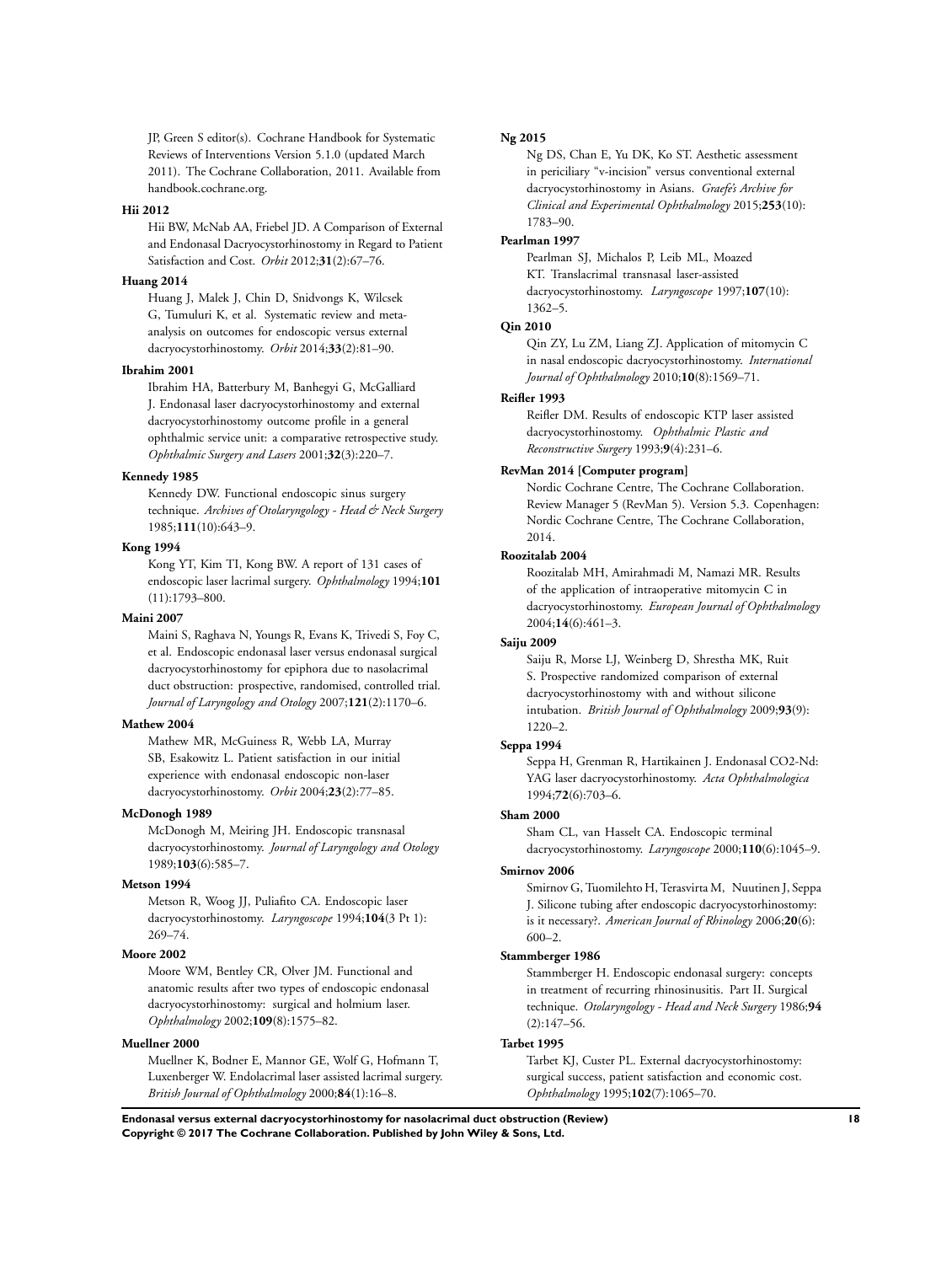JP, Green S editor(s). Cochrane Handbook for Systematic Reviews of Interventions Version 5.1.0 (updated March 2011). The Cochrane Collaboration, 2011. Available from handbook.cochrane.org.

**Hii 2012**

Hii BW, McNab AA, Friebel JD. A Comparison of External and Endonasal Dacryocystorhinostomy in Regard to Patient Satisfaction and Cost. *Orbit* 2012;**31**(2):67–76.

**Huang 2014**

Huang J, Malek J, Chin D, Snidvongs K, Wilcsek G, Tumuluri K, et al. Systematic review and meta-analysis on outcomes for endoscopic versus external dacryocystorhinostomy. *Orbit* 2014;**33**(2):81–90.

**Ibrahim 2001**

Ibrahim HA, Batterbury M, Banhegyi G, McGalliard J. Endonasal laser dacryocystorhinostomy and external dacryocystorhinostomy outcome profile in a general ophthalmic service unit: a comparative retrospective study. *Ophthalmic Surgery and Lasers* 2001;**32**(3):220–7.

**Kennedy 1985**

Kennedy DW. Functional endoscopic sinus surgery technique. *Archives of Otolaryngology - Head & Neck Surgery* 1985;**111**(10):643–9.

**Kong 1994**

Kong YT, Kim TI, Kong BW. A report of 131 cases of endoscopic laser lacrimal surgery. *Ophthalmology* 1994;**101** (11):1793–800.

**Maini 2007**

Maini S, Raghava N, Youngs R, Evans K, Trivedi S, Foy C, et al. Endoscopic endonasal laser versus endonasal surgical dacryocystorhinostomy for epiphora due to nasolacrimal duct obstruction: prospective, randomised, controlled trial. *Journal of Laryngology and Otology* 2007;**121**(2):1170–6.

**Mathew 2004**

Mathew MR, McGuiness R, Webb LA, Murray SB, Esakowitz L. Patient satisfaction in our initial experience with endonasal endoscopic non-laser dacryocystorhinostomy. *Orbit* 2004;**23**(2):77–85.

**McDonogh 1989**

McDonogh M, Meiring JH. Endoscopic transnasal dacryocystorhinostomy. *Journal of Laryngology and Otology* 1989;**103**(6):585–7.

**Metson 1994**

Metson R, Woog JJ, Puliafito CA. Endoscopic laser dacryocystorhinostomy. *Laryngoscope* 1994;**104**(3 Pt 1): 269–74.

**Moore 2002**

Moore WM, Bentley CR, Olver JM. Functional and anatomic results after two types of endoscopic endonasal dacryocystorhinostomy: surgical and holmium laser. *Ophthalmology* 2002;**109**(8):1575–82.

**Muellner 2000**

Muellner K, Bodner E, Mannor GE, Wolf G, Hofmann T, Luxenberger W. Endolacrimal laser assisted lacrimal surgery. *British Journal of Ophthalmology* 2000;**84**(1):16–8.

**Ng 2015**

Ng DS, Chan E, Yu DK, Ko ST. Aesthetic assessment in periciliary "v-incision" versus conventional external dacryocystorhinostomy in Asians. *Graefe's Archive for Clinical and Experimental Ophthalmology* 2015;**253**(10): 1783–90.

**Pearlman 1997**

Pearlman SJ, Michalos P, Leib ML, Moazed KT. Translacrimal transnasal laser-assisted dacryocystorhinostomy. *Laryngoscope* 1997;**107**(10): 1362–5.

**Qin 2010**

Qin ZY, Lu ZM, Liang ZJ. Application of mitomycin C in nasal endoscopic dacryocystorhinostomy. *International Journal of Ophthalmology* 2010;**10**(8):1569–71.

**Reifler 1993**

Reifler DM. Results of endoscopic KTP laser assisted dacryocystorhinostomy. *Ophthalmic Plastic and Reconstructive Surgery* 1993;**9**(4):231–6.

**RevMan 2014 [Computer program]**

Nordic Cochrane Centre, The Cochrane Collaboration. Review Manager 5 (RevMan 5). Version 5.3. Copenhagen: Nordic Cochrane Centre, The Cochrane Collaboration, 2014.

**Roozitalab 2004**

Roozitalab MH, Amirahmadi M, Namazi MR. Results of the application of intraoperative mitomycin C in dacryocystorhinostomy. *European Journal of Ophthalmology* 2004;**14**(6):461–3.

**Saiju 2009**

Saiju R, Morse LJ, Weinberg D, Shrestha MK, Ruit S. Prospective randomized comparison of external dacryocystorhinostomy with and without silicone intubation. *British Journal of Ophthalmology* 2009;**93**(9): 1220–2.

**Seppa 1994**

Seppa H, Grenman R, Hartikainen J. Endonasal CO2-Nd: YAG laser dacryocystorhinostomy. *Acta Ophthalmologica* 1994;**72**(6):703–6.

**Sham 2000**

Sham CL, van Hasselt CA. Endoscopic terminal dacryocystorhinostomy. *Laryngoscope* 2000;**110**(6):1045–9.

**Smirnov 2006**

Smirnov G, Tuomilehto H, Terasvirta M, Nuutinen J, Seppa J. Silicone tubing after endoscopic dacryocystorhinostomy: is it necessary?. *American Journal of Rhinology* 2006;**20**(6): 600–2.

**Stammberger 1986**

Stammberger H. Endoscopic endonasal surgery: concepts in treatment of recurring rhinosinusitis. Part II. Surgical technique. *Otolaryngology - Head and Neck Surgery* 1986;**94** (2):147–56.

**Tarbet 1995**

Tarbet KJ, Custer PL. External dacryocystorhinostomy: surgical success, patient satisfaction and economic cost. *Ophthalmology* 1995;**102**(7):1065–70.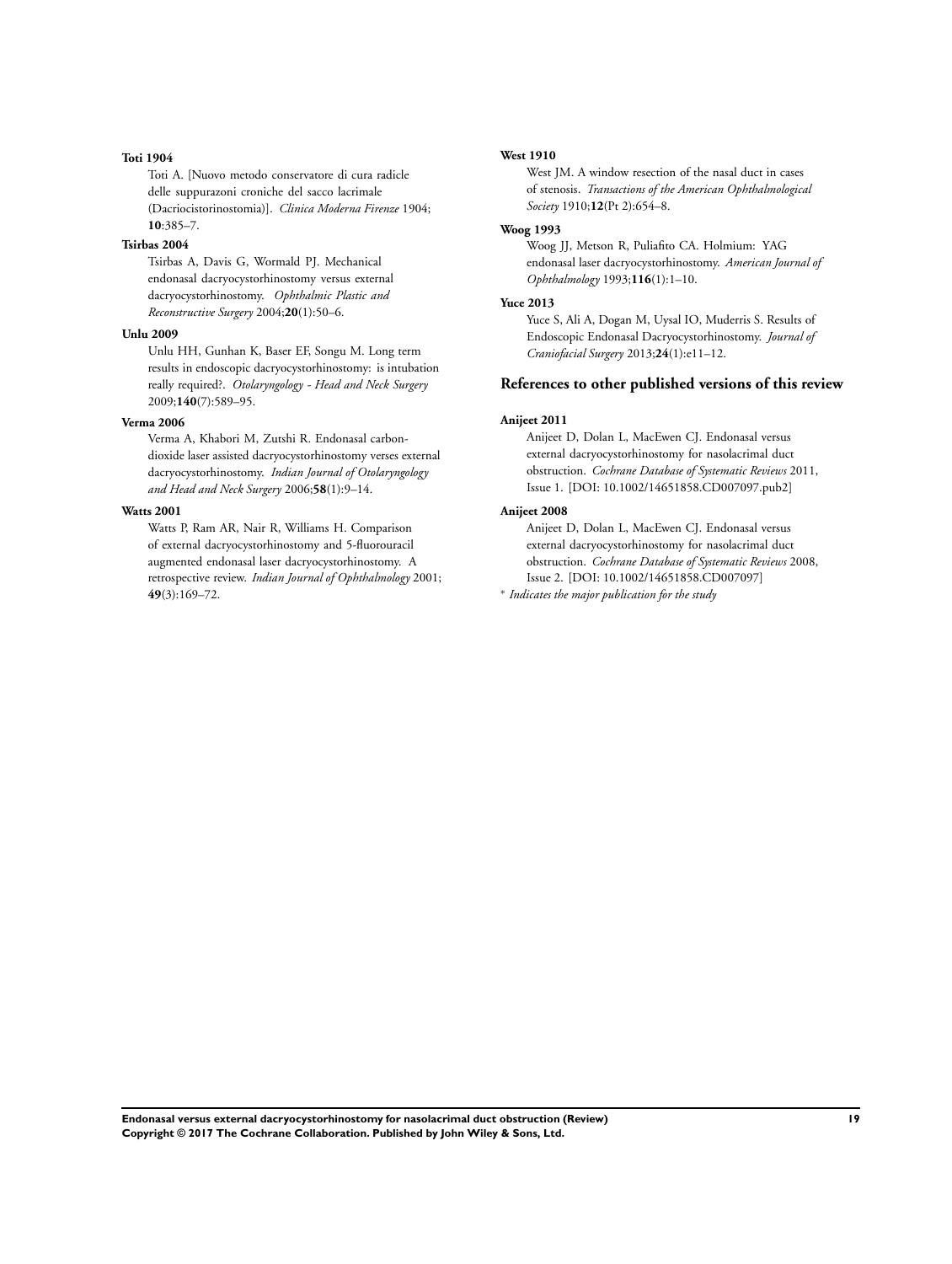**Toti 1904**

Toti A. [Nuovo metodo conservatore di cura radicle delle suppurazoni croniche del sacco lacrimale (Dacriocistorinostomia)]. *Clinica Moderna Firenze* 1904; **10**:385–7.

**Tsirbas 2004**

Tsirbas A, Davis G, Wormald PJ. Mechanical endonasal dacryocystorhinostomy versus external dacryocystorhinostomy. *Ophthalmic Plastic and Reconstructive Surgery* 2004;**20**(1):50–6.

**Unlu 2009**

Unlu HH, Gunhan K, Baser EF, Songu M. Long term results in endoscopic dacryocystorhinostomy: is intubation really required?. *Otolaryngology - Head and Neck Surgery* 2009;**140**(7):589–95.

**Verma 2006**

Verma A, Khabori M, Zutshi R. Endonasal carbon-dioxide laser assisted dacryocystorhinostomy verses external dacryocystorhinostomy. *Indian Journal of Otolaryngology and Head and Neck Surgery* 2006;**58**(1):9–14.

**Watts 2001**

Watts P, Ram AR, Nair R, Williams H. Comparison of external dacryocystorhinostomy and 5-fluorouracil augmented endonasal laser dacryocystorhinostomy. A retrospective review. *Indian Journal of Ophthalmology* 2001; **49**(3):169–72.

**West 1910**

West JM. A window resection of the nasal duct in cases of stenosis. *Transactions of the American Ophthalmological Society* 1910;**12**(Pt 2):654–8.

**Woog 1993**

Woog JJ, Metson R, Puliafito CA. Holmium: YAG endonasal laser dacryocystorhinostomy. *American Journal of Ophthalmology* 1993;**116**(1):1–10.

**Yuce 2013**

Yuce S, Ali A, Dogan M, Uysal IO, Muderris S. Results of Endoscopic Endonasal Dacryocystorhinostomy. *Journal of Craniofacial Surgery* 2013;**24**(1):e11–12.

## References to other published versions of this review

**Anijeet 2011**

Anijeet D, Dolan L, MacEwen CJ. Endonasal versus external dacryocystorhinostomy for nasolacrimal duct obstruction. *Cochrane Database of Systematic Reviews* 2011, Issue 1. [DOI: 10.1002/14651858.CD007097.pub2]

**Anijeet 2008**

Anijeet D, Dolan L, MacEwen CJ. Endonasal versus external dacryocystorhinostomy for nasolacrimal duct obstruction. *Cochrane Database of Systematic Reviews* 2008, Issue 2. [DOI: 10.1002/14651858.CD007097]

* *Indicates the major publication for the study*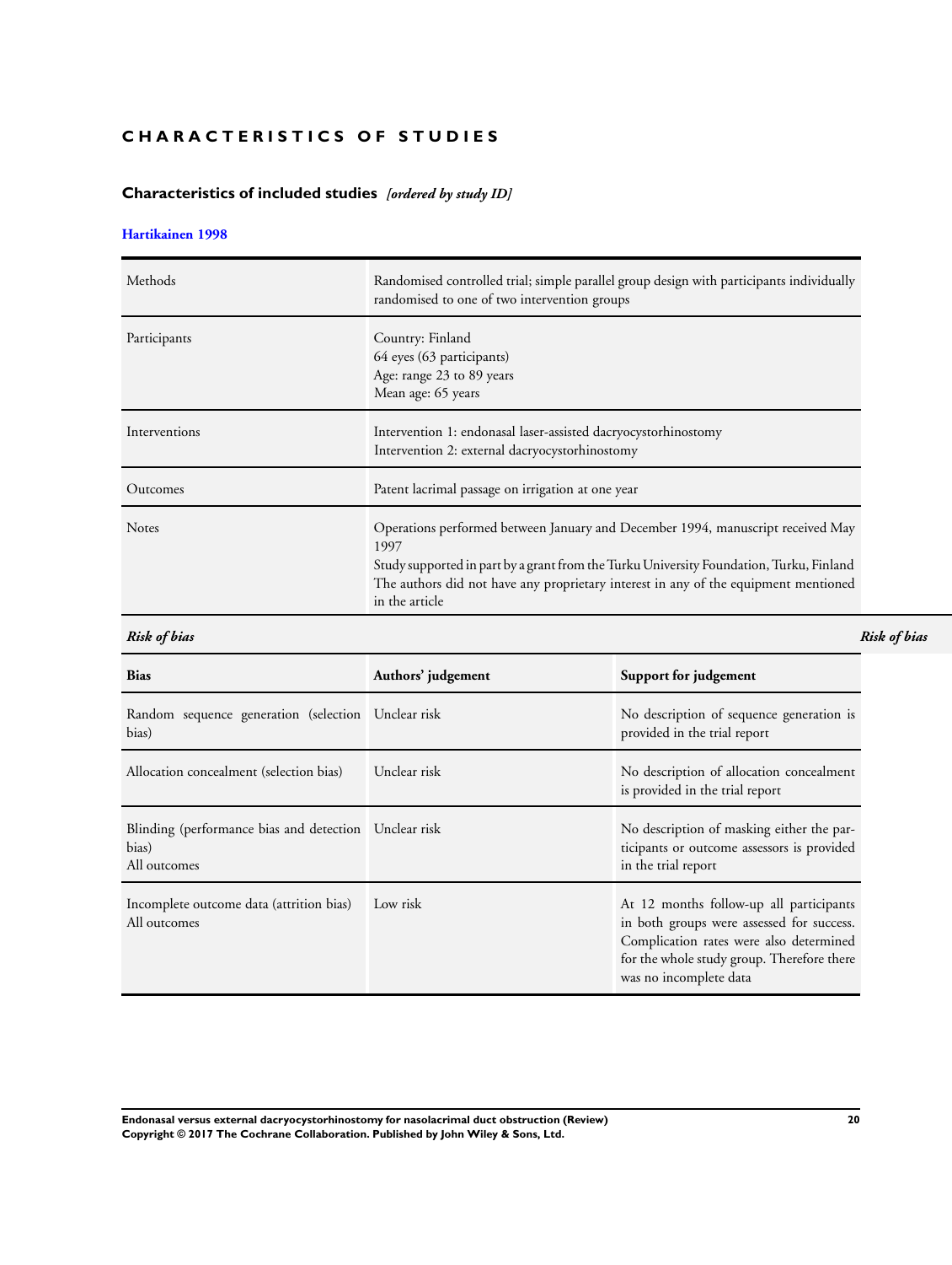# CHARACTERISTICS OF STUDIES

## Characteristics of included studies *[ordered by study ID]*

### Hartikainen 1998

| | |
|---|---|
| Methods | Randomised controlled trial; simple parallel group design with participants individually randomised to one of two intervention groups |
| Participants | Country: Finland<br>64 eyes (63 participants)<br>Age: range 23 to 89 years<br>Mean age: 65 years |
| Interventions | Intervention 1: endonasal laser-assisted dacryocystorhinostomy<br>Intervention 2: external dacryocystorhinostomy |
| Outcomes | Patent lacrimal passage on irrigation at one year |
| Notes | Operations performed between January and December 1994, manuscript received May 1997<br>Study supported in part by a grant from the Turku University Foundation, Turku, Finland<br>The authors did not have any proprietary interest in any of the equipment mentioned in the article |

***Risk of bias***

| Bias | Authors' judgement | Support for judgement |
|---|---|---|
| Random sequence generation (selection bias) | Unclear risk | No description of sequence generation is provided in the trial report |
| Allocation concealment (selection bias) | Unclear risk | No description of allocation concealment is provided in the trial report |
| Blinding (performance bias and detection bias)<br>All outcomes | Unclear risk | No description of masking either the participants or outcome assessors is provided in the trial report |
| Incomplete outcome data (attrition bias)<br>All outcomes | Low risk | At 12 months follow-up all participants in both groups were assessed for success. Complication rates were also determined for the whole study group. Therefore there was no incomplete data |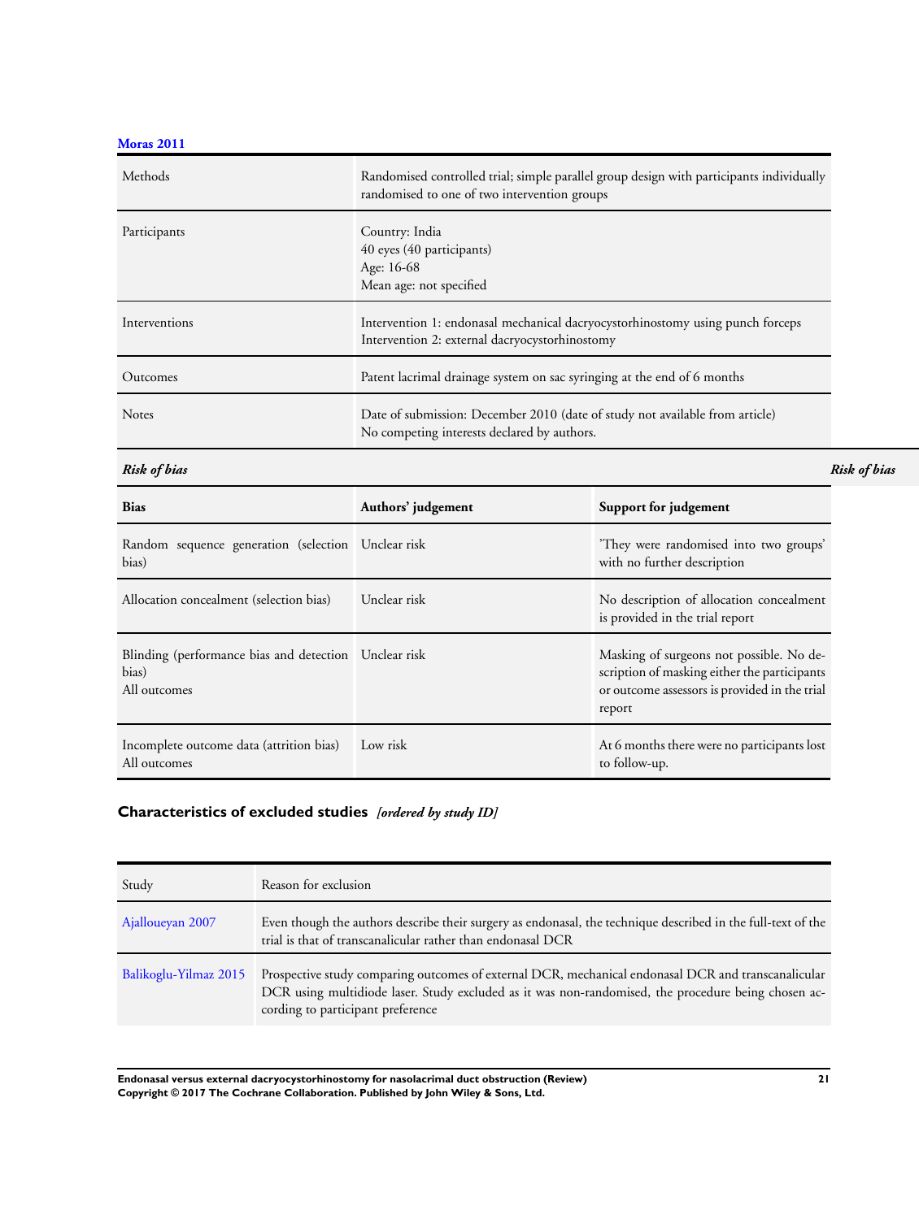**Moras 2011**

| | |
|---|---|
| Methods | Randomised controlled trial; simple parallel group design with participants individually randomised to one of two intervention groups |
| Participants | Country: India<br>40 eyes (40 participants)<br>Age: 16-68<br>Mean age: not specified |
| Interventions | Intervention 1: endonasal mechanical dacryocystorhinostomy using punch forceps<br>Intervention 2: external dacryocystorhinostomy |
| Outcomes | Patent lacrimal drainage system on sac syringing at the end of 6 months |
| Notes | Date of submission: December 2010 (date of study not available from article)<br>No competing interests declared by authors. |

***Risk of bias***

| Bias | Authors' judgement | Support for judgement |
|---|---|---|
| Random sequence generation (selection bias) | Unclear risk | 'They were randomised into two groups' with no further description |
| Allocation concealment (selection bias) | Unclear risk | No description of allocation concealment is provided in the trial report |
| Blinding (performance bias and detection bias)<br>All outcomes | Unclear risk | Masking of surgeons not possible. No description of masking either the participants or outcome assessors is provided in the trial report |
| Incomplete outcome data (attrition bias)<br>All outcomes | Low risk | At 6 months there were no participants lost to follow-up. |

## Characteristics of excluded studies *[ordered by study ID]*

| Study | Reason for exclusion |
|---|---|
| Ajalloueyan 2007 | Even though the authors describe their surgery as endonasal, the technique described in the full-text of the trial is that of transcanalicular rather than endonasal DCR |
| Balikoglu-Yilmaz 2015 | Prospective study comparing outcomes of external DCR, mechanical endonasal DCR and transcanalicular DCR using multidiode laser. Study excluded as it was non-randomised, the procedure being chosen according to participant preference |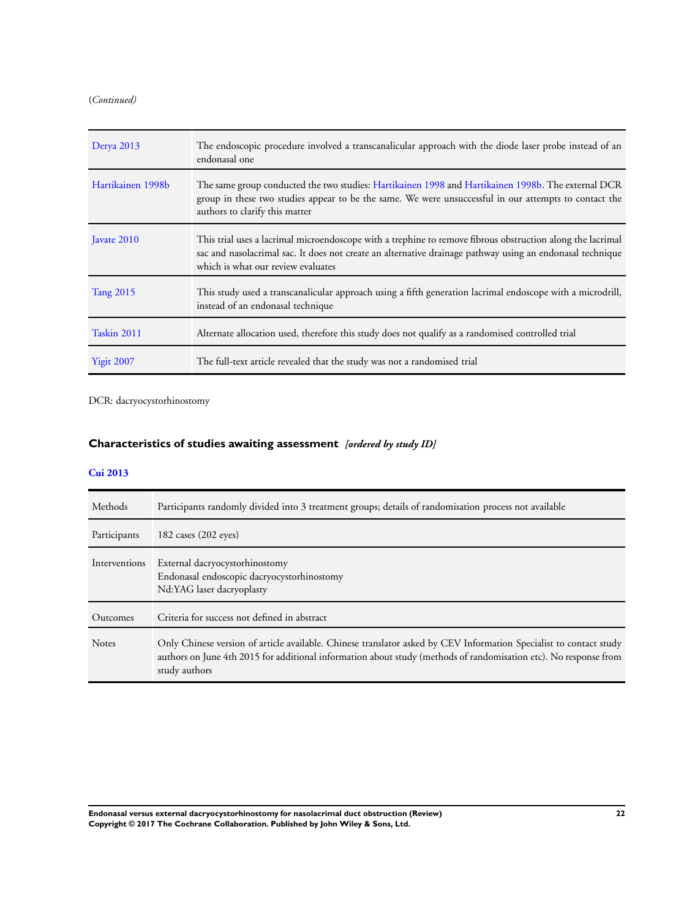(*Continued*)

| | |
|---|---|
| Derya 2013 | The endoscopic procedure involved a transcanalicular approach with the diode laser probe instead of an endonasal one |
| Hartikainen 1998b | The same group conducted the two studies: Hartikainen 1998 and Hartikainen 1998b. The external DCR group in these two studies appear to be the same. We were unsuccessful in our attempts to contact the authors to clarify this matter |
| Javate 2010 | This trial uses a lacrimal microendoscope with a trephine to remove fibrous obstruction along the lacrimal sac and nasolacrimal sac. It does not create an alternative drainage pathway using an endonasal technique which is what our review evaluates |
| Tang 2015 | This study used a transcanalicular approach using a fifth generation lacrimal endoscope with a microdrill, instead of an endonasal technique |
| Taskin 2011 | Alternate allocation used, therefore this study does not qualify as a randomised controlled trial |
| Yigit 2007 | The full-text article revealed that the study was not a randomised trial |

DCR: dacryocystorhinostomy

## Characteristics of studies awaiting assessment *[ordered by study ID]*

### Cui 2013

| | |
|---|---|
| Methods | Participants randomly divided into 3 treatment groups; details of randomisation process not available |
| Participants | 182 cases (202 eyes) |
| Interventions | External dacryocystorhinostomy<br>Endonasal endoscopic dacryocystorhinostomy<br>Nd:YAG laser dacryoplasty |
| Outcomes | Criteria for success not defined in abstract |
| Notes | Only Chinese version of article available. Chinese translator asked by CEV Information Specialist to contact study authors on June 4th 2015 for additional information about study (methods of randomisation etc). No response from study authors |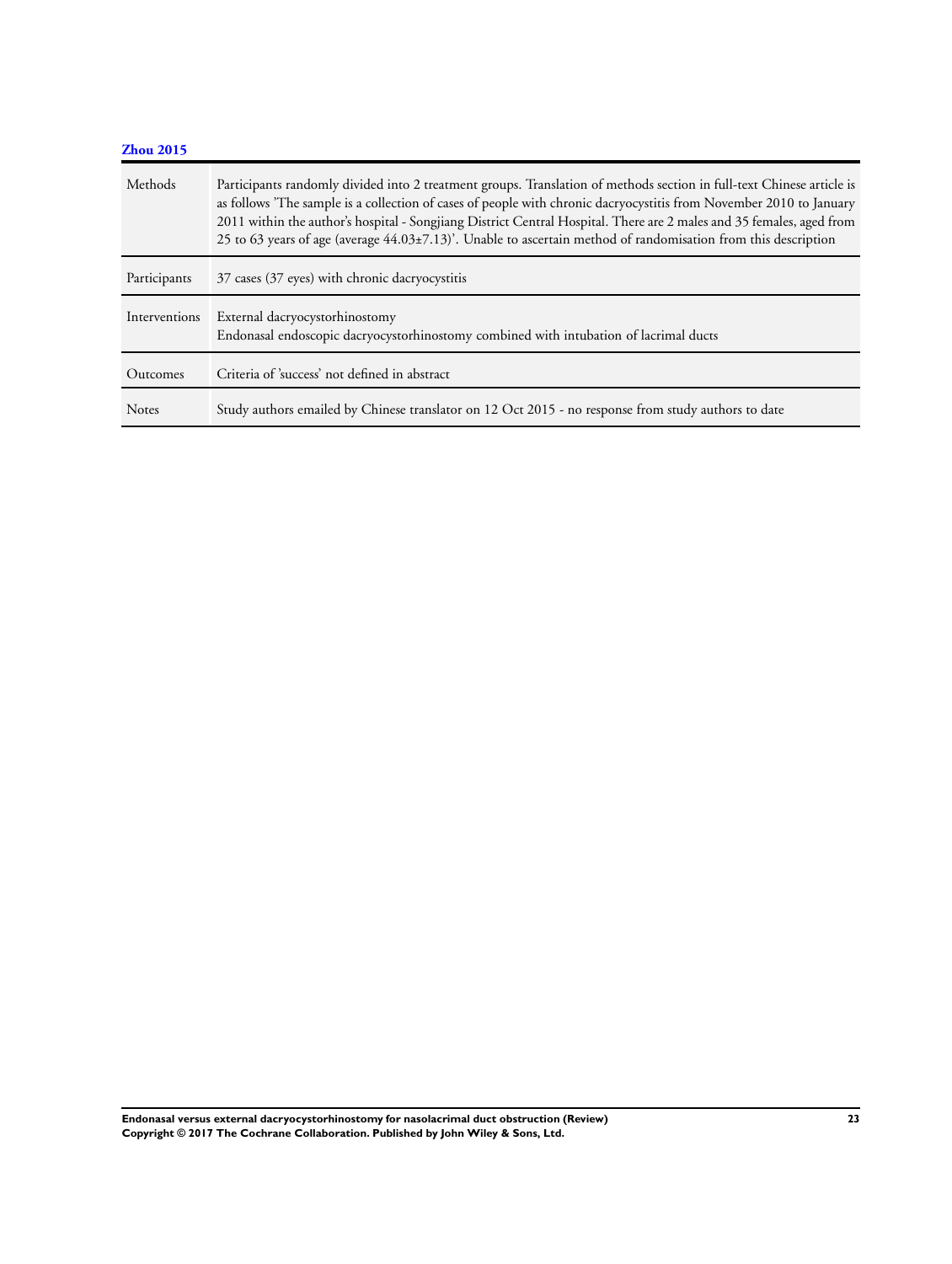**Zhou 2015**

| | |
|---|---|
| Methods | Participants randomly divided into 2 treatment groups. Translation of methods section in full-text Chinese article is as follows 'The sample is a collection of cases of people with chronic dacryocystitis from November 2010 to January 2011 within the author's hospital - Songjiang District Central Hospital. There are 2 males and 35 females, aged from 25 to 63 years of age (average 44.03±7.13)'. Unable to ascertain method of randomisation from this description |
| Participants | 37 cases (37 eyes) with chronic dacryocystitis |
| Interventions | External dacryocystorhinostomy<br>Endonasal endoscopic dacryocystorhinostomy combined with intubation of lacrimal ducts |
| Outcomes | Criteria of 'success' not defined in abstract |
| Notes | Study authors emailed by Chinese translator on 12 Oct 2015 - no response from study authors to date |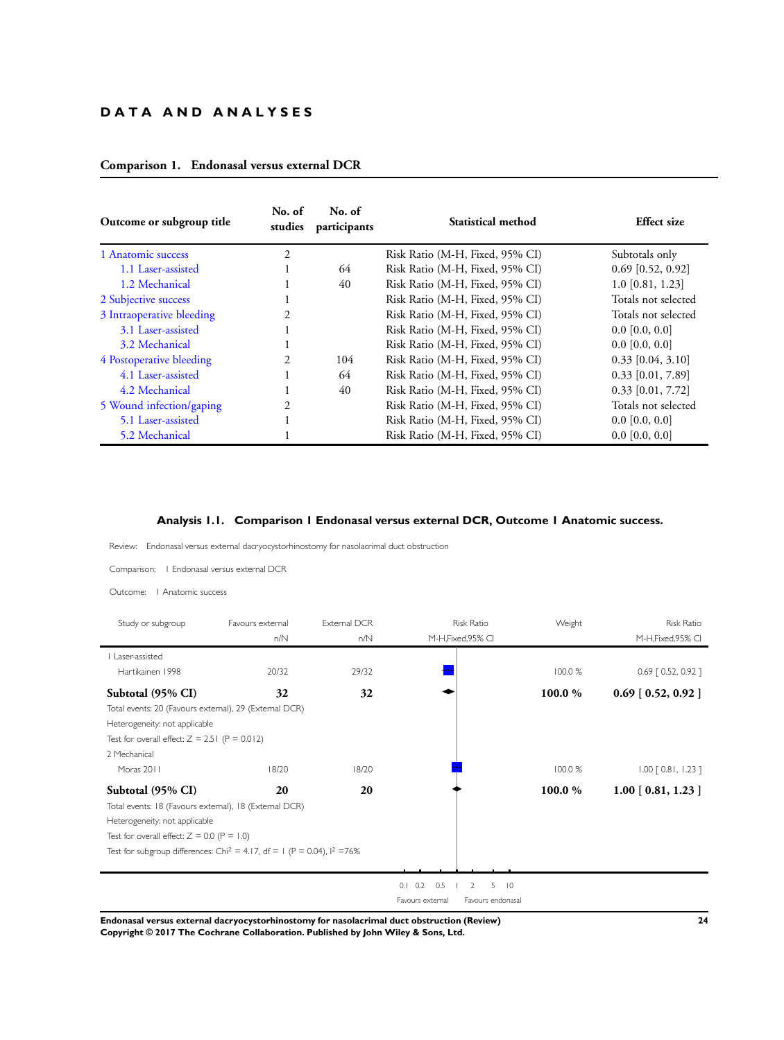# DATA AND ANALYSES

## Comparison 1. Endonasal versus external DCR

| Outcome or subgroup title | No. of studies | No. of participants | Statistical method | Effect size |
|---|---|---|---|---|
| 1 Anatomic success | 2 | | Risk Ratio (M-H, Fixed, 95% CI) | Subtotals only |
| 1.1 Laser-assisted | 1 | 64 | Risk Ratio (M-H, Fixed, 95% CI) | 0.69 [0.52, 0.92] |
| 1.2 Mechanical | 1 | 40 | Risk Ratio (M-H, Fixed, 95% CI) | 1.0 [0.81, 1.23] |
| 2 Subjective success | 1 | | Risk Ratio (M-H, Fixed, 95% CI) | Totals not selected |
| 3 Intraoperative bleeding | 2 | | Risk Ratio (M-H, Fixed, 95% CI) | Totals not selected |
| 3.1 Laser-assisted | 1 | | Risk Ratio (M-H, Fixed, 95% CI) | 0.0 [0.0, 0.0] |
| 3.2 Mechanical | 1 | | Risk Ratio (M-H, Fixed, 95% CI) | 0.0 [0.0, 0.0] |
| 4 Postoperative bleeding | 2 | 104 | Risk Ratio (M-H, Fixed, 95% CI) | 0.33 [0.04, 3.10] |
| 4.1 Laser-assisted | 1 | 64 | Risk Ratio (M-H, Fixed, 95% CI) | 0.33 [0.01, 7.89] |
| 4.2 Mechanical | 1 | 40 | Risk Ratio (M-H, Fixed, 95% CI) | 0.33 [0.01, 7.72] |
| 5 Wound infection/gaping | 2 | | Risk Ratio (M-H, Fixed, 95% CI) | Totals not selected |
| 5.1 Laser-assisted | 1 | | Risk Ratio (M-H, Fixed, 95% CI) | 0.0 [0.0, 0.0] |
| 5.2 Mechanical | 1 | | Risk Ratio (M-H, Fixed, 95% CI) | 0.0 [0.0, 0.0] |

### Analysis 1.1. Comparison 1 Endonasal versus external DCR, Outcome 1 Anatomic success.

Review: Endonasal versus external dacryocystorhinostomy for nasolacrimal duct obstruction

Comparison: 1 Endonasal versus external DCR

Outcome: 1 Anatomic success

| Study or subgroup | Favours external n/N | External DCR n/N | Weight | Risk Ratio M-H,Fixed,95% CI |
|---|---|---|---|---|
| 1 Laser-assisted | | | | |
| Hartikainen 1998 | 20/32 | 29/32 | 100.0 % | 0.69 [ 0.52, 0.92 ] |
| **Subtotal (95% CI)** | **32** | **32** | **100.0 %** | **0.69 [ 0.52, 0.92 ]** |
| Total events: 20 (Favours external), 29 (External DCR) | | | | |
| Heterogeneity: not applicable | | | | |
| Test for overall effect: Z = 2.51 (P = 0.012) | | | | |
| 2 Mechanical | | | | |
| Moras 2011 | 18/20 | 18/20 | 100.0 % | 1.00 [ 0.81, 1.23 ] |
| **Subtotal (95% CI)** | **20** | **20** | **100.0 %** | **1.00 [ 0.81, 1.23 ]** |
| Total events: 18 (Favours external), 18 (External DCR) | | | | |
| Heterogeneity: not applicable | | | | |
| Test for overall effect: Z = 0.0 (P = 1.0) | | | | |
| Test for subgroup differences: $Chi^2 = 4.17$, df = 1 (P = 0.04), $I^2 = 76\%$ | | | | |

0.1 0.2 0.5 1 2 5 10

Favours external Favours endonasal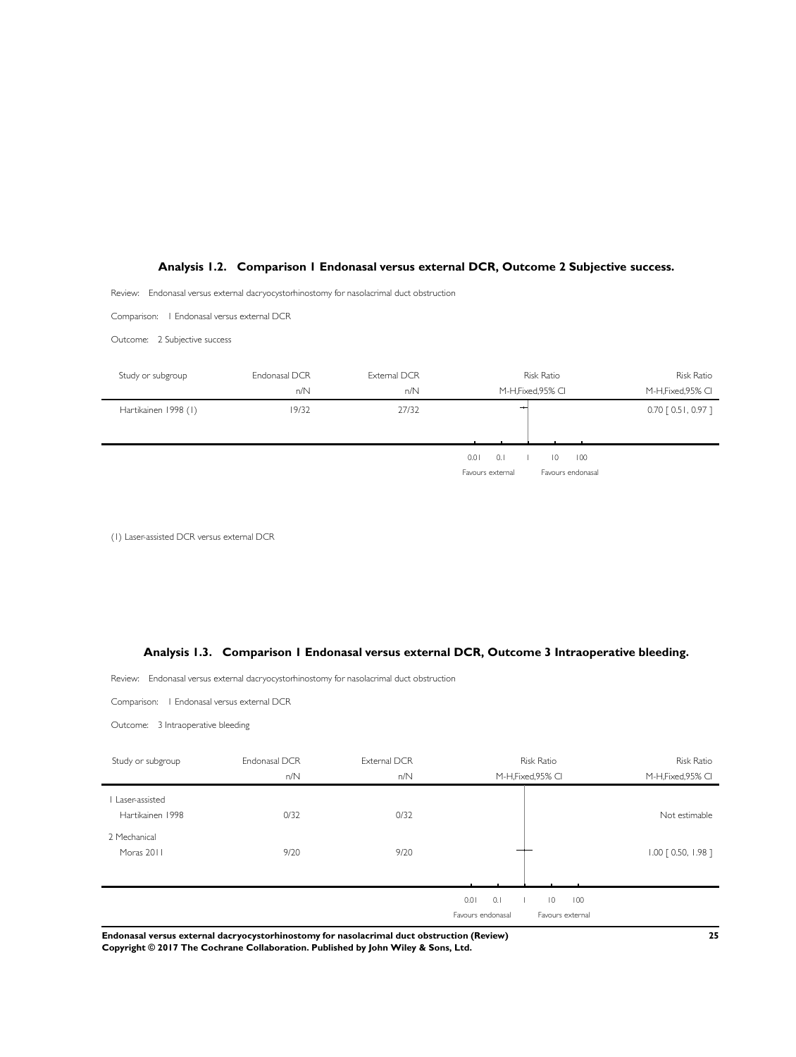### Analysis 1.2. Comparison 1 Endonasal versus external DCR, Outcome 2 Subjective success.

Review: Endonasal versus external dacryocystorhinostomy for nasolacrimal duct obstruction

Comparison: 1 Endonasal versus external DCR

Outcome: 2 Subjective success

| Study or subgroup | Endonasal DCR n/N | External DCR n/N | Risk Ratio M-H,Fixed,95% CI | Risk Ratio M-H,Fixed,95% CI |
|---|---|---|---|---|
| Hartikainen 1998 (1) | 19/32 | 27/32 | | 0.70 [ 0.51, 0.97 ] |

0.01 0.1 1 10 100

Favours external Favours endonasal

(1) Laser-assisted DCR versus external DCR

### Analysis 1.3. Comparison 1 Endonasal versus external DCR, Outcome 3 Intraoperative bleeding.

Review: Endonasal versus external dacryocystorhinostomy for nasolacrimal duct obstruction

Comparison: 1 Endonasal versus external DCR

Outcome: 3 Intraoperative bleeding

| Study or subgroup | Endonasal DCR n/N | External DCR n/N | Risk Ratio M-H,Fixed,95% CI | Risk Ratio M-H,Fixed,95% CI |
|---|---|---|---|---|
| 1 Laser-assisted | | | | |
| Hartikainen 1998 | 0/32 | 0/32 | | Not estimable |
| 2 Mechanical | | | | |
| Moras 2011 | 9/20 | 9/20 | | 1.00 [ 0.50, 1.98 ] |

0.01 0.1 1 10 100

Favours endonasal Favours external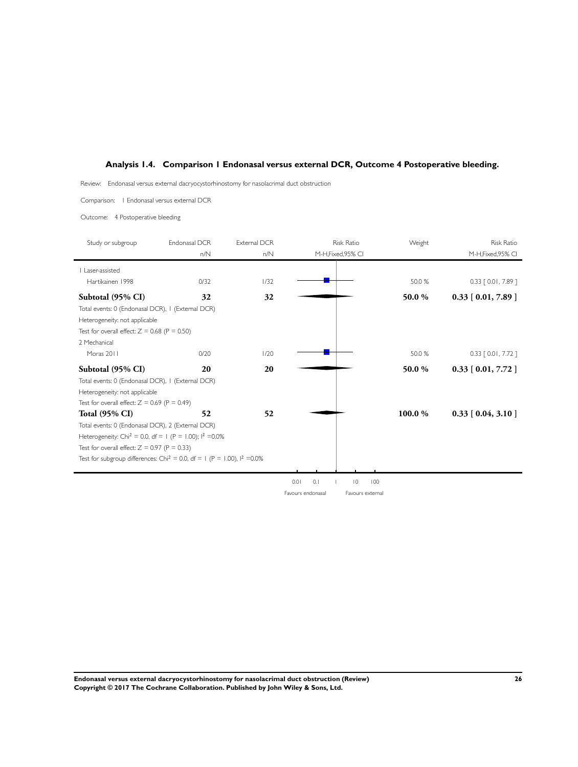### Analysis 1.4. Comparison 1 Endonasal versus external DCR, Outcome 4 Postoperative bleeding.

Review: Endonasal versus external dacryocystorhinostomy for nasolacrimal duct obstruction

Comparison: 1 Endonasal versus external DCR

Outcome: 4 Postoperative bleeding

| Study or subgroup | Endonasal DCR n/N | External DCR n/N | Risk Ratio M-H,Fixed,95% CI | Weight | Risk Ratio M-H,Fixed,95% CI |
|---|---|---|---|---|---|
| 1 Laser-assisted | | | | | |
| Hartikainen 1998 | 0/32 | 1/32 | | 50.0 % | 0.33 [ 0.01, 7.89 ] |
| **Subtotal (95% CI)** | **32** | **32** | | **50.0 %** | **0.33 [ 0.01, 7.89 ]** |
| Total events: 0 (Endonasal DCR), 1 (External DCR) | | | | | |
| Heterogeneity: not applicable | | | | | |
| Test for overall effect: Z = 0.68 (P = 0.50) | | | | | |
| 2 Mechanical | | | | | |
| Moras 2011 | 0/20 | 1/20 | | 50.0 % | 0.33 [ 0.01, 7.72 ] |
| **Subtotal (95% CI)** | **20** | **20** | | **50.0 %** | **0.33 [ 0.01, 7.72 ]** |
| Total events: 0 (Endonasal DCR), 1 (External DCR) | | | | | |
| Heterogeneity: not applicable | | | | | |
| Test for overall effect: Z = 0.69 (P = 0.49) | | | | | |
| **Total (95% CI)** | **52** | **52** | | **100.0 %** | **0.33 [ 0.04, 3.10 ]** |
| Total events: 0 (Endonasal DCR), 2 (External DCR) | | | | | |
| Heterogeneity: $Chi^2 = 0.0$, df = 1 (P = 1.00); $I^2 = 0.0\%$ | | | | | |
| Test for overall effect: Z = 0.97 (P = 0.33) | | | | | |
| Test for subgroup differences: $Chi^2 = 0.0$, df = 1 (P = 1.00), $I^2 = 0.0\%$ | | | | | |

0.01 0.1 1 10 100

Favours endonasal Favours external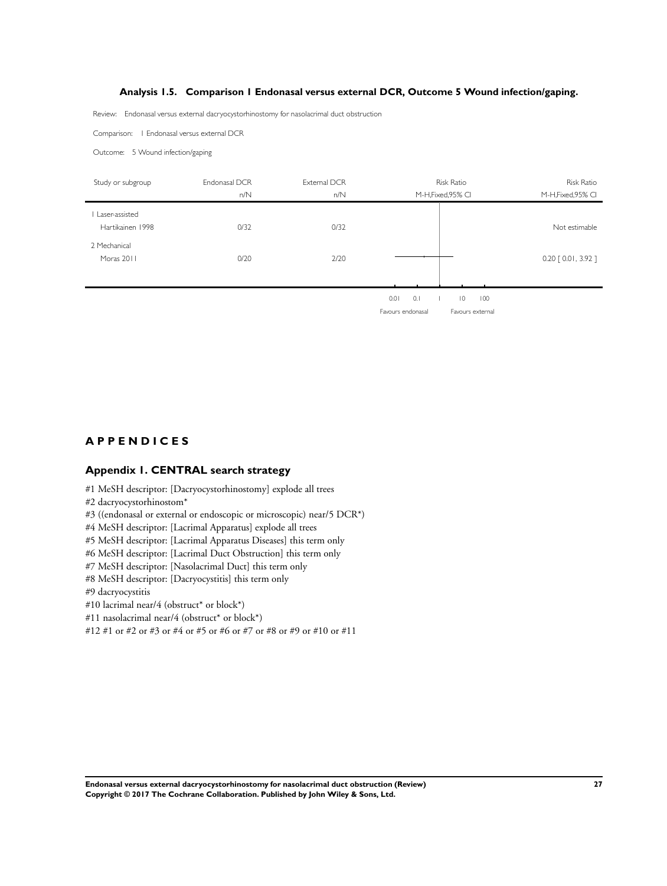### Analysis 1.5. Comparison 1 Endonasal versus external DCR, Outcome 5 Wound infection/gaping.

Review: Endonasal versus external dacryocystorhinostomy for nasolacrimal duct obstruction

Comparison: 1 Endonasal versus external DCR

Outcome: 5 Wound infection/gaping

| Study or subgroup | Endonasal DCR n/N | External DCR n/N | Risk Ratio M-H,Fixed,95% CI | Risk Ratio M-H,Fixed,95% CI |
|---|---|---|---|---|
| 1 Laser-assisted | | | | |
| Hartikainen 1998 | 0/32 | 0/32 | | Not estimable |
| 2 Mechanical | | | | |
| Moras 2011 | 0/20 | 2/20 | | 0.20 [ 0.01, 3.92 ] |

0.01 0.1 1 10 100

Favours endonasal Favours external

# APPENDICES

## Appendix 1. CENTRAL search strategy

#1 MeSH descriptor: [Dacryocystorhinostomy] explode all trees
#2 dacryocystorhinostom*
#3 ((endonasal or external or endoscopic or microscopic) near/5 DCR*)
#4 MeSH descriptor: [Lacrimal Apparatus] explode all trees
#5 MeSH descriptor: [Lacrimal Apparatus Diseases] this term only
#6 MeSH descriptor: [Lacrimal Duct Obstruction] this term only
#7 MeSH descriptor: [Nasolacrimal Duct] this term only
#8 MeSH descriptor: [Dacryocystitis] this term only
#9 dacryocystitis
#10 lacrimal near/4 (obstruct* or block*)
#11 nasolacrimal near/4 (obstruct* or block*)
#12 #1 or #2 or #3 or #4 or #5 or #6 or #7 or #8 or #9 or #10 or #11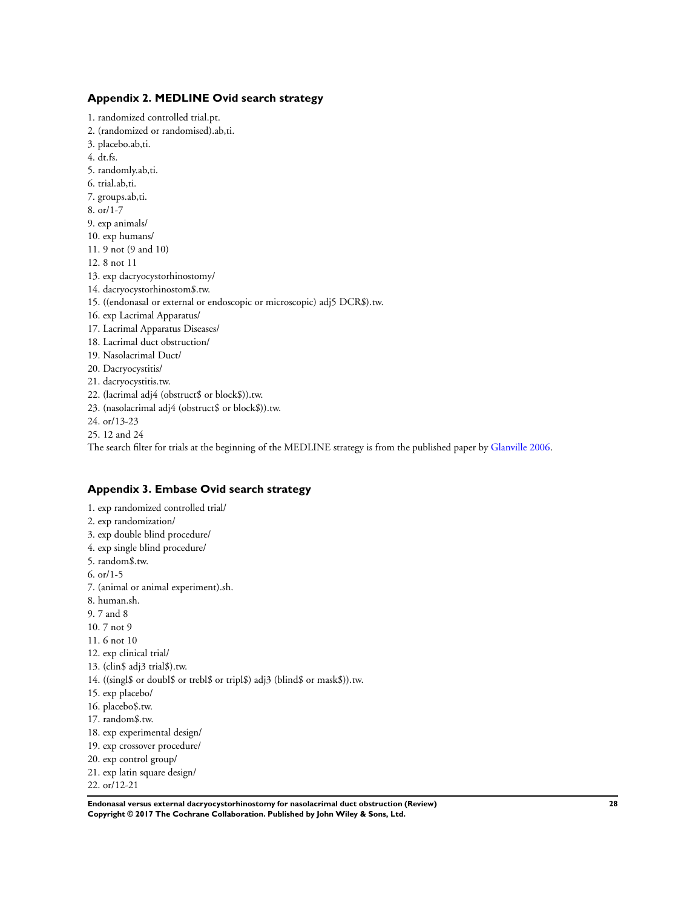## Appendix 2. MEDLINE Ovid search strategy

1. randomized controlled trial.pt.
2. (randomized or randomised).ab,ti.
3. placebo.ab,ti.
4. dt.fs.
5. randomly.ab,ti.
6. trial.ab,ti.
7. groups.ab,ti.
8. or/1-7
9. exp animals/
10. exp humans/
11. 9 not (9 and 10)
12. 8 not 11
13. exp dacryocystorhinostomy/
14. dacryocystorhinostom$.tw.
15. ((endonasal or external or endoscopic or microscopic) adj5 DCR$).tw.
16. exp Lacrimal Apparatus/
17. Lacrimal Apparatus Diseases/
18. Lacrimal duct obstruction/
19. Nasolacrimal Duct/
20. Dacryocystitis/
21. dacryocystitis.tw.
22. (lacrimal adj4 (obstruct$ or block$)).tw.
23. (nasolacrimal adj4 (obstruct$ or block$)).tw.
24. or/13-23
25. 12 and 24

The search filter for trials at the beginning of the MEDLINE strategy is from the published paper by Glanville 2006.

## Appendix 3. Embase Ovid search strategy

1. exp randomized controlled trial/
2. exp randomization/
3. exp double blind procedure/
4. exp single blind procedure/
5. random$.tw.
6. or/1-5
7. (animal or animal experiment).sh.
8. human.sh.
9. 7 and 8
10. 7 not 9
11. 6 not 10
12. exp clinical trial/
13. (clin$ adj3 trial$).tw.
14. ((singl$ or doubl$ or trebl$ or tripl$) adj3 (blind$ or mask$)).tw.
15. exp placebo/
16. placebo$.tw.
17. random$.tw.
18. exp experimental design/
19. exp crossover procedure/
20. exp control group/
21. exp latin square design/
22. or/12-21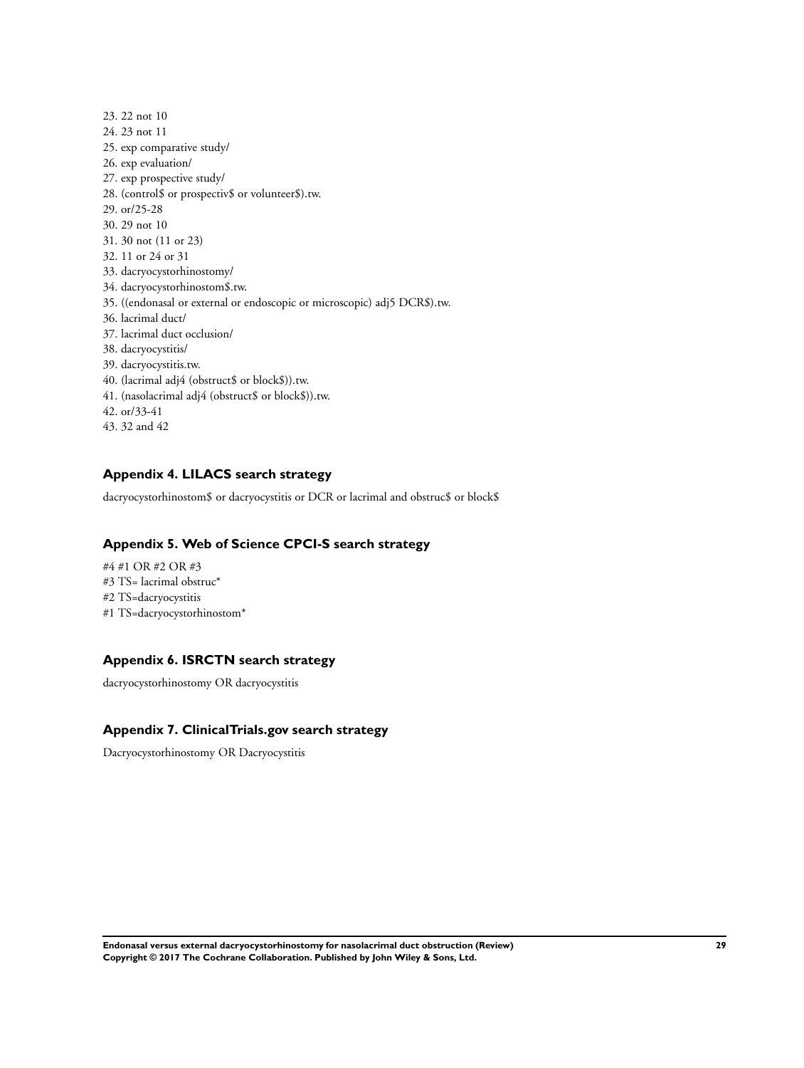23. 22 not 10
24. 23 not 11
25. exp comparative study/
26. exp evaluation/
27. exp prospective study/
28. (control$ or prospectiv$ or volunteer$).tw.
29. or/25-28
30. 29 not 10
31. 30 not (11 or 23)
32. 11 or 24 or 31
33. dacryocystorhinostomy/
34. dacryocystorhinostom$.tw.
35. ((endonasal or external or endoscopic or microscopic) adj5 DCR$).tw.
36. lacrimal duct/
37. lacrimal duct occlusion/
38. dacryocystitis/
39. dacryocystitis.tw.
40. (lacrimal adj4 (obstruct$ or block$)).tw.
41. (nasolacrimal adj4 (obstruct$ or block$)).tw.
42. or/33-41
43. 32 and 42

### Appendix 4. LILACS search strategy

dacryocystorhinostom$ or dacryocystitis or DCR or lacrimal and obstruc$ or block$

### Appendix 5. Web of Science CPCI-S search strategy

#4 #1 OR #2 OR #3
#3 TS= lacrimal obstruc*
#2 TS=dacryocystitis
#1 TS=dacryocystorhinostom*

### Appendix 6. ISRCTN search strategy

dacryocystorhinostomy OR dacryocystitis

### Appendix 7. ClinicalTrials.gov search strategy

Dacryocystorhinostomy OR Dacryocystitis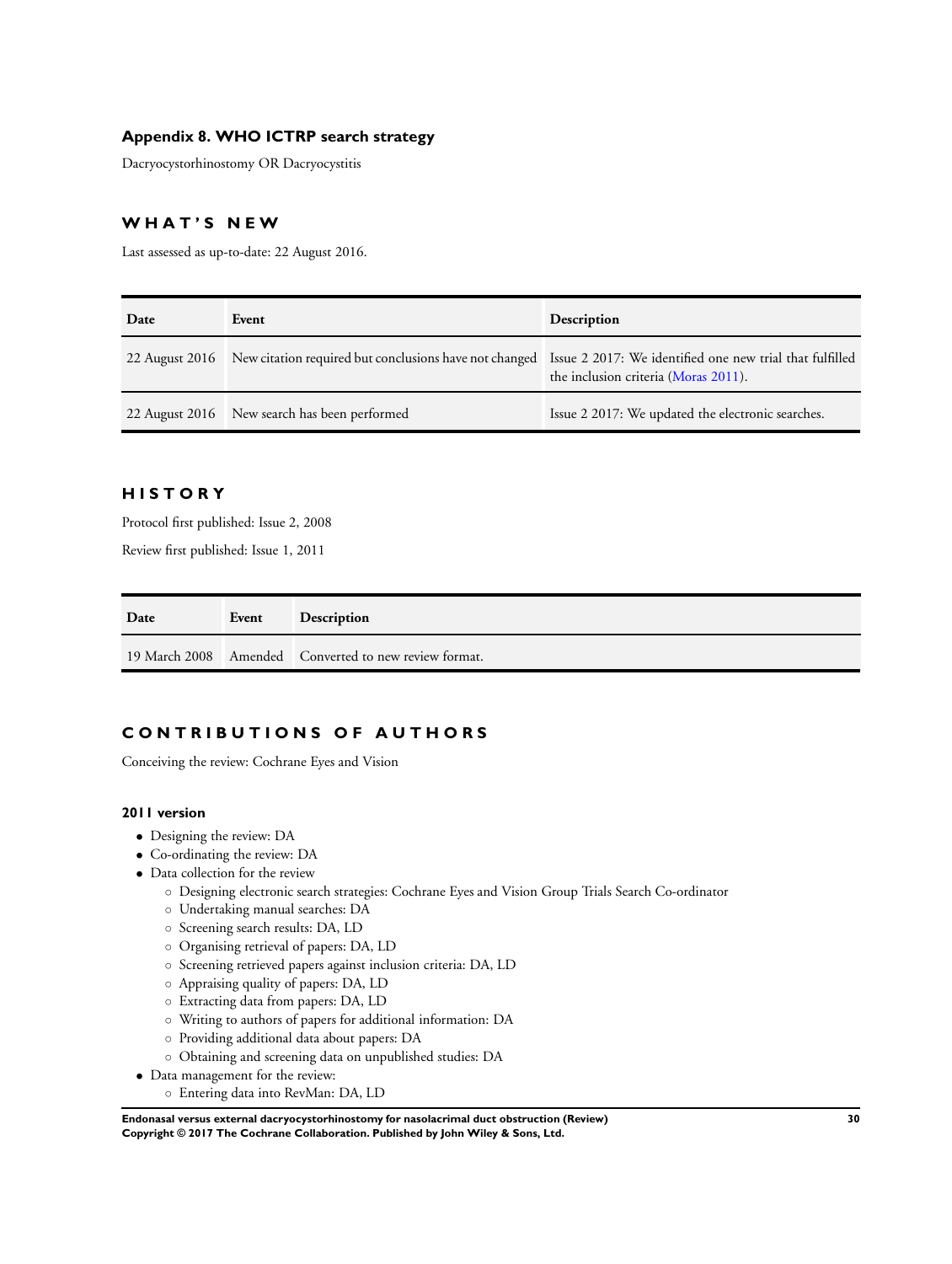### Appendix 8. WHO ICTRP search strategy

Dacryocystorhinostomy OR Dacryocystitis

## WHAT'S NEW

Last assessed as up-to-date: 22 August 2016.

| Date | Event | Description |
|---|---|---|
| 22 August 2016 | New citation required but conclusions have not changed | Issue 2 2017: We identified one new trial that fulfilled the inclusion criteria (Moras 2011). |
| 22 August 2016 | New search has been performed | Issue 2 2017: We updated the electronic searches. |

## HISTORY

Protocol first published: Issue 2, 2008

Review first published: Issue 1, 2011

| Date | Event | Description |
|---|---|---|
| 19 March 2008 | Amended | Converted to new review format. |

## CONTRIBUTIONS OF AUTHORS

Conceiving the review: Cochrane Eyes and Vision

### 2011 version

- Designing the review: DA
- Co-ordinating the review: DA
- Data collection for the review
  - Designing electronic search strategies: Cochrane Eyes and Vision Group Trials Search Co-ordinator
  - Undertaking manual searches: DA
  - Screening search results: DA, LD
  - Organising retrieval of papers: DA, LD
  - Screening retrieved papers against inclusion criteria: DA, LD
  - Appraising quality of papers: DA, LD
  - Extracting data from papers: DA, LD
  - Writing to authors of papers for additional information: DA
  - Providing additional data about papers: DA
  - Obtaining and screening data on unpublished studies: DA
- Data management for the review:
  - Entering data into RevMan: DA, LD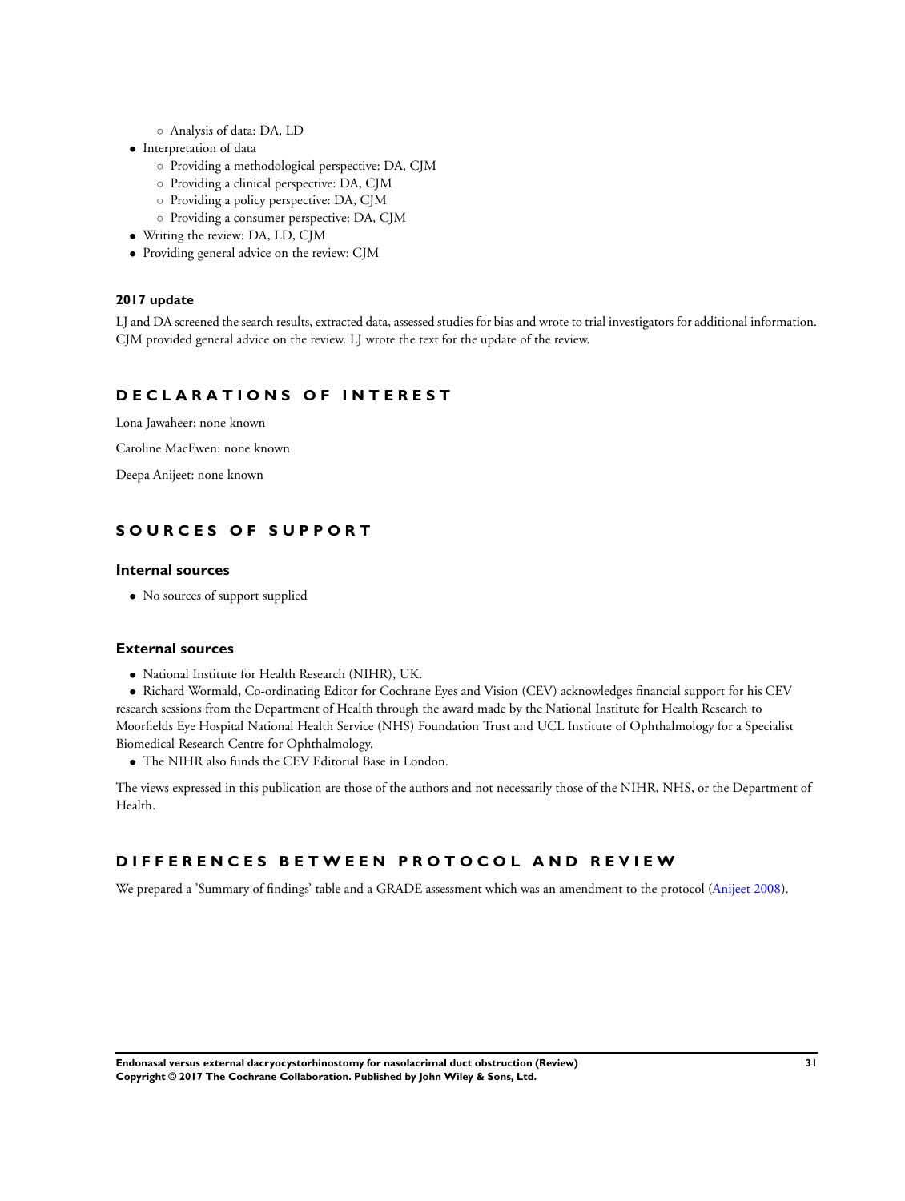- Analysis of data: DA, LD
- Interpretation of data
    - Providing a methodological perspective: DA, CJM
    - Providing a clinical perspective: DA, CJM
    - Providing a policy perspective: DA, CJM
    - Providing a consumer perspective: DA, CJM
- Writing the review: DA, LD, CJM
- Providing general advice on the review: CJM

### 2017 update

LJ and DA screened the search results, extracted data, assessed studies for bias and wrote to trial investigators for additional information. CJM provided general advice on the review. LJ wrote the text for the update of the review.

## DECLARATIONS OF INTEREST

Lona Jawaheer: none known

Caroline MacEwen: none known

Deepa Anijeet: none known

## SOURCES OF SUPPORT

### Internal sources

- No sources of support supplied

### External sources

- National Institute for Health Research (NIHR), UK.
- Richard Wormald, Co-ordinating Editor for Cochrane Eyes and Vision (CEV) acknowledges financial support for his CEV research sessions from the Department of Health through the award made by the National Institute for Health Research to Moorfields Eye Hospital National Health Service (NHS) Foundation Trust and UCL Institute of Ophthalmology for a Specialist Biomedical Research Centre for Ophthalmology.
- The NIHR also funds the CEV Editorial Base in London.

The views expressed in this publication are those of the authors and not necessarily those of the NIHR, NHS, or the Department of Health.

## DIFFERENCES BETWEEN PROTOCOL AND REVIEW

We prepared a 'Summary of findings' table and a GRADE assessment which was an amendment to the protocol (Anijeet 2008).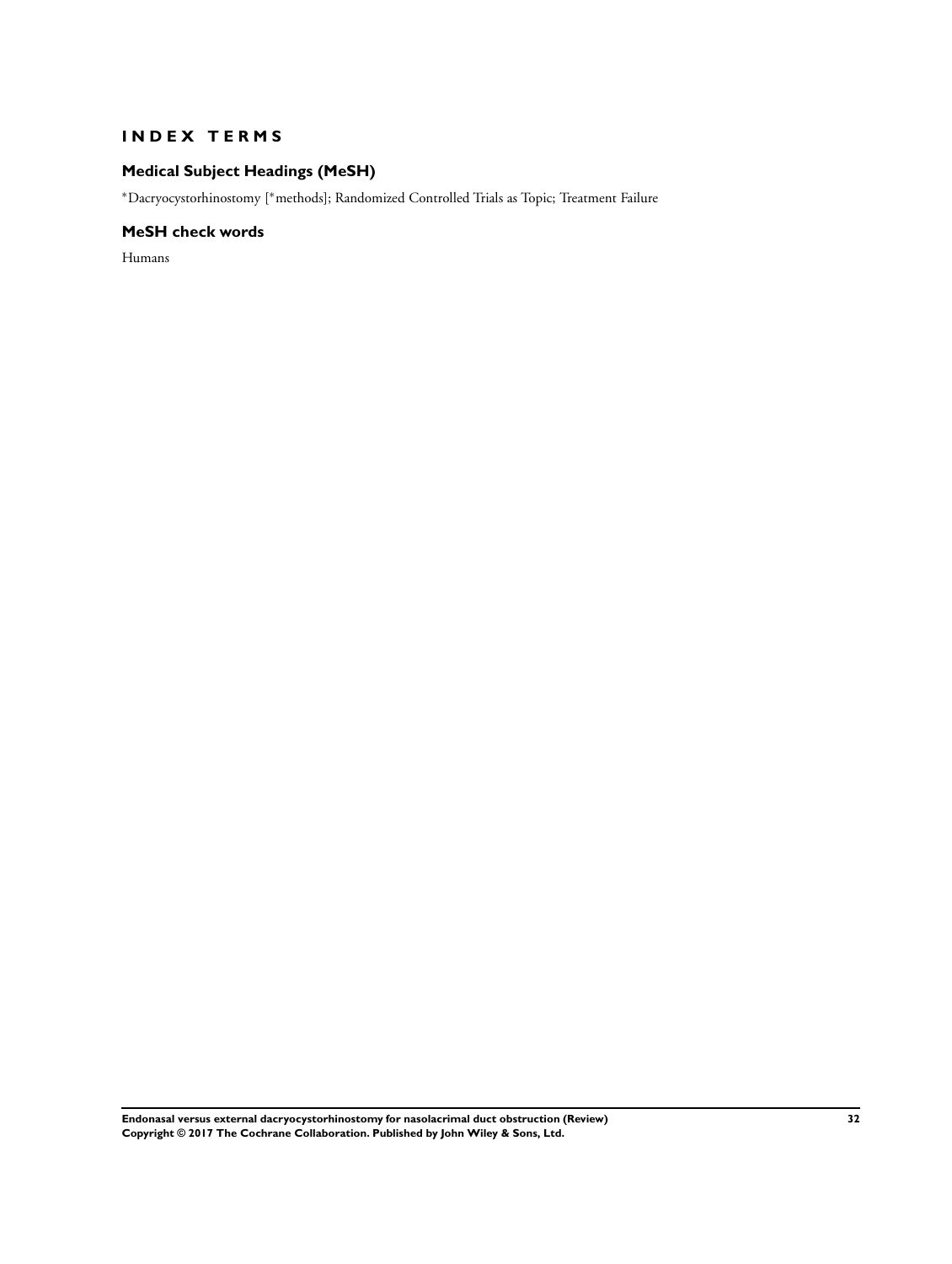# INDEX TERMS

## Medical Subject Headings (MeSH)

*Dacryocystorhinostomy [*methods]; Randomized Controlled Trials as Topic; Treatment Failure

## MeSH check words

Humans